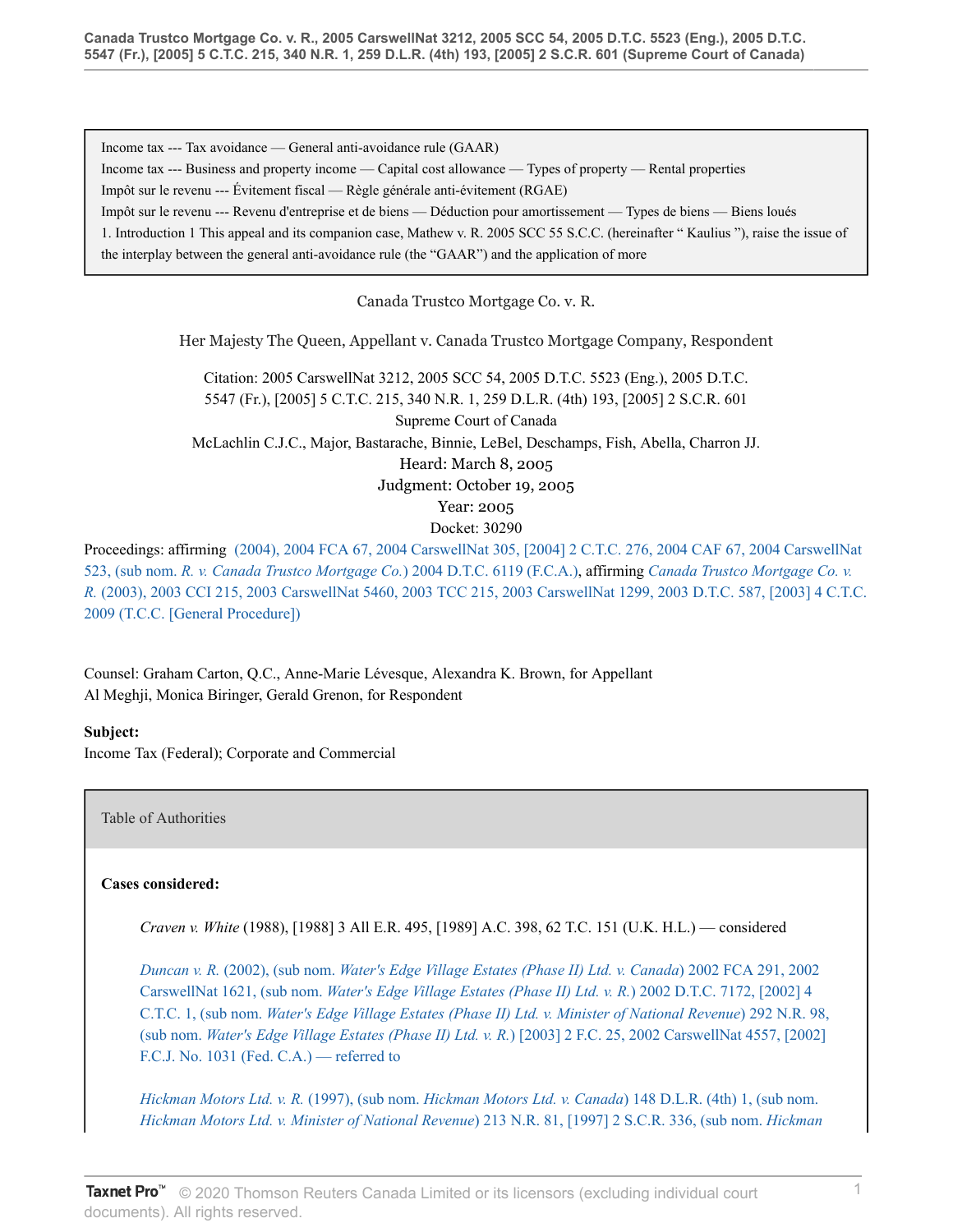Income tax --- Tax avoidance — General anti-avoidance rule (GAAR)

Income tax --- Business and property income — Capital cost allowance — Types of property — Rental properties

Impôt sur le revenu --- Évitement fiscal — Règle générale anti-évitement (RGAE)

Impôt sur le revenu --- Revenu d'entreprise et de biens — Déduction pour amortissement — Types de biens — Biens loués

1. Introduction 1 This appeal and its companion case, Mathew v. R. 2005 SCC 55 S.C.C. (hereinafter " Kaulius "), raise the issue of the interplay between the general anti-avoidance rule (the "GAAR") and the application of more

Canada Trustco Mortgage Co. v. R.

Her Majesty The Queen, Appellant v. Canada Trustco Mortgage Company, Respondent

Citation: 2005 CarswellNat 3212, 2005 SCC 54, 2005 D.T.C. 5523 (Eng.), 2005 D.T.C. 5547 (Fr.), [2005] 5 C.T.C. 215, 340 N.R. 1, 259 D.L.R. (4th) 193, [2005] 2 S.C.R. 601

Supreme Court of Canada

McLachlin C.J.C., Major, Bastarache, Binnie, LeBel, Deschamps, Fish, Abella, Charron JJ.

Heard: March 8, 2005

Judgment: October 19, 2005

Year: 2005

Docket: 30290

Proceedings: affirming (2004), 2004 FCA 67, 2004 CarswellNat 305, [2004] 2 C.T.C. 276, 2004 CAF 67, 2004 CarswellNat 523, (sub nom. *R. v. Canada Trustco Mortgage Co.*) 2004 D.T.C. 6119 (F.C.A.), affirming *Canada Trustco Mortgage Co. v. R.* (2003), 2003 CCI 215, 2003 CarswellNat 5460, 2003 TCC 215, 2003 CarswellNat 1299, 2003 D.T.C. 587, [2003] 4 C.T.C. 2009 (T.C.C. [General Procedure])

Counsel: Graham Carton, Q.C., Anne-Marie Lévesque, Alexandra K. Brown, for Appellant

Al Meghji, Monica Biringer, Gerald Grenon, for Respondent

**Subject:**

Income Tax (Federal); Corporate and Commercial

Table of Authorities

**Cases considered:**

*Craven v. White* (1988), [1988] 3 All E.R. 495, [1989] A.C. 398, 62 T.C. 151 (U.K. H.L.) — considered

*Duncan v. R.* (2002), (sub nom. *Water's Edge Village Estates (Phase II) Ltd. v. Canada*) 2002 FCA 291, 2002 CarswellNat 1621, (sub nom. *Water's Edge Village Estates (Phase II) Ltd. v. R.*) 2002 D.T.C. 7172, [2002] 4 C.T.C. 1, (sub nom. *Water's Edge Village Estates (Phase II) Ltd. v. Minister of National Revenue*) 292 N.R. 98, (sub nom. *Water's Edge Village Estates (Phase II) Ltd. v. R.*) [2003] 2 F.C. 25, 2002 CarswellNat 4557, [2002] F.C.J. No. 1031 (Fed. C.A.) — referred to

*Hickman Motors Ltd. v. R.* (1997), (sub nom. *Hickman Motors Ltd. v. Canada*) 148 D.L.R. (4th) 1, (sub nom. *Hickman Motors Ltd. v. Minister of National Revenue*) 213 N.R. 81, [1997] 2 S.C.R. 336, (sub nom. *Hickman*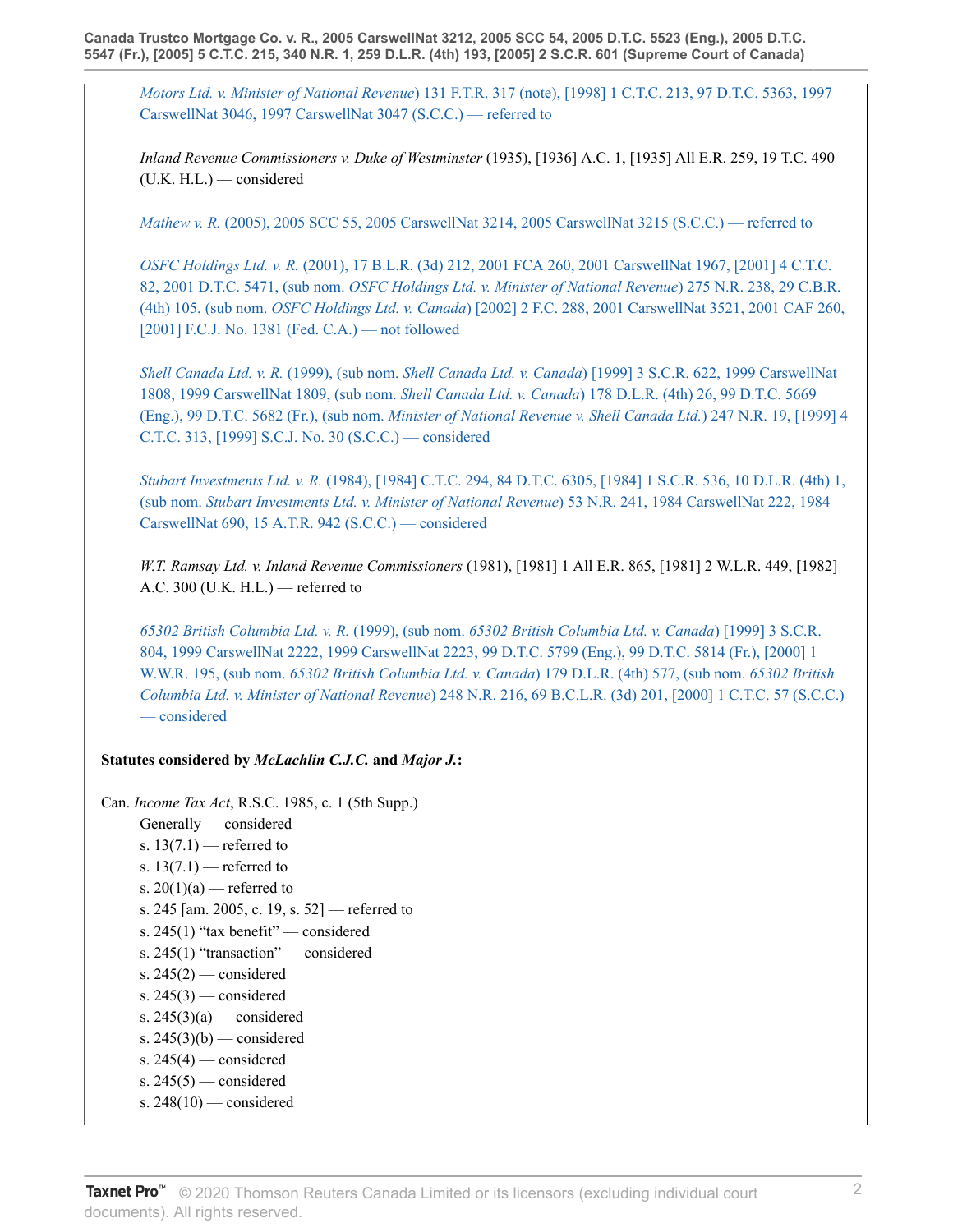*Motors Ltd. v. Minister of National Revenue*) 131 F.T.R. 317 (note), [1998] 1 C.T.C. 213, 97 D.T.C. 5363, 1997 CarswellNat 3046, 1997 CarswellNat 3047 (S.C.C.) — referred to

*Inland Revenue Commissioners v. Duke of Westminster* (1935), [1936] A.C. 1, [1935] All E.R. 259, 19 T.C. 490 (U.K. H.L.) — considered

*Mathew v. R.* (2005), 2005 SCC 55, 2005 CarswellNat 3214, 2005 CarswellNat 3215 (S.C.C.) — referred to

*OSFC Holdings Ltd. v. R.* (2001), 17 B.L.R. (3d) 212, 2001 FCA 260, 2001 CarswellNat 1967, [2001] 4 C.T.C. 82, 2001 D.T.C. 5471, (sub nom. *OSFC Holdings Ltd. v. Minister of National Revenue*) 275 N.R. 238, 29 C.B.R. (4th) 105, (sub nom. *OSFC Holdings Ltd. v. Canada*) [2002] 2 F.C. 288, 2001 CarswellNat 3521, 2001 CAF 260, [2001] F.C.J. No. 1381 (Fed. C.A.) — not followed

*Shell Canada Ltd. v. R.* (1999), (sub nom. *Shell Canada Ltd. v. Canada*) [1999] 3 S.C.R. 622, 1999 CarswellNat 1808, 1999 CarswellNat 1809, (sub nom. *Shell Canada Ltd. v. Canada*) 178 D.L.R. (4th) 26, 99 D.T.C. 5669 (Eng.), 99 D.T.C. 5682 (Fr.), (sub nom. *Minister of National Revenue v. Shell Canada Ltd.*) 247 N.R. 19, [1999] 4 C.T.C. 313, [1999] S.C.J. No. 30 (S.C.C.) — considered

*Stubart Investments Ltd. v. R.* (1984), [1984] C.T.C. 294, 84 D.T.C. 6305, [1984] 1 S.C.R. 536, 10 D.L.R. (4th) 1, (sub nom. *Stubart Investments Ltd. v. Minister of National Revenue*) 53 N.R. 241, 1984 CarswellNat 222, 1984 CarswellNat 690, 15 A.T.R. 942 (S.C.C.) — considered

*W.T. Ramsay Ltd. v. Inland Revenue Commissioners* (1981), [1981] 1 All E.R. 865, [1981] 2 W.L.R. 449, [1982] A.C. 300 (U.K. H.L.) — referred to

*65302 British Columbia Ltd. v. R.* (1999), (sub nom. *65302 British Columbia Ltd. v. Canada*) [1999] 3 S.C.R. 804, 1999 CarswellNat 2222, 1999 CarswellNat 2223, 99 D.T.C. 5799 (Eng.), 99 D.T.C. 5814 (Fr.), [2000] 1 W.W.R. 195, (sub nom. *65302 British Columbia Ltd. v. Canada*) 179 D.L.R. (4th) 577, (sub nom. *65302 British Columbia Ltd. v. Minister of National Revenue*) 248 N.R. 216, 69 B.C.L.R. (3d) 201, [2000] 1 C.T.C. 57 (S.C.C.) — considered

**Statutes considered by *McLachlin C.J.C.* and *Major J.*:**

Can. *Income Tax Act*, R.S.C. 1985, c. 1 (5th Supp.)

- Generally — considered
- s. 13(7.1) — referred to
- s. 13(7.1) — referred to
- s. 20(1)(a) — referred to
- s. 245 [am. 2005, c. 19, s. 52] — referred to
- s. 245(1) “tax benefit” — considered
- s. 245(1) “transaction” — considered
- s. 245(2) — considered
- s. 245(3) — considered
- s. 245(3)(a) — considered
- s. 245(3)(b) — considered
- s. 245(4) — considered
- s. 245(5) — considered
- s. 248(10) — considered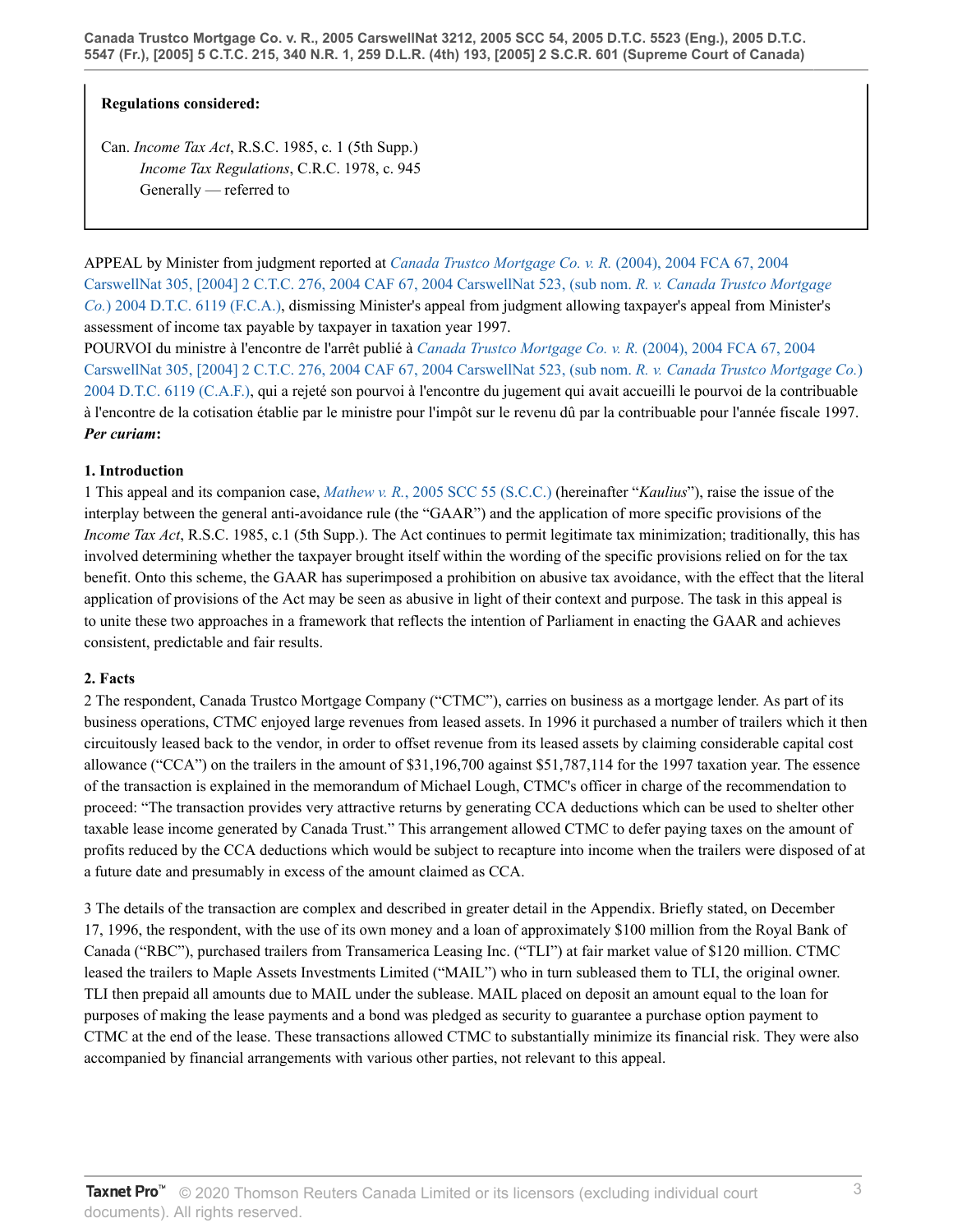**Regulations considered:**

Can. *Income Tax Act*, R.S.C. 1985, c. 1 (5th Supp.)
*Income Tax Regulations*, C.R.C. 1978, c. 945
Generally — referred to

APPEAL by Minister from judgment reported at *Canada Trustco Mortgage Co. v. R.* (2004), 2004 FCA 67, 2004 CarswellNat 305, [2004] 2 C.T.C. 276, 2004 CAF 67, 2004 CarswellNat 523, (sub nom. *R. v. Canada Trustco Mortgage Co.*) 2004 D.T.C. 6119 (F.C.A.), dismissing Minister's appeal from judgment allowing taxpayer's appeal from Minister's assessment of income tax payable by taxpayer in taxation year 1997.

POURVOI du ministre à l'encontre de l'arrêt publié à *Canada Trustco Mortgage Co. v. R.* (2004), 2004 FCA 67, 2004 CarswellNat 305, [2004] 2 C.T.C. 276, 2004 CAF 67, 2004 CarswellNat 523, (sub nom. *R. v. Canada Trustco Mortgage Co.*) 2004 D.T.C. 6119 (C.A.F.), qui a rejeté son pourvoi à l'encontre du jugement qui avait accueilli le pourvoi de la contribuable à l'encontre de la cotisation établie par le ministre pour l'impôt sur le revenu dû par la contribuable pour l'année fiscale 1997.

***Per curiam*:**

**1. Introduction**

1 This appeal and its companion case, *Mathew v. R.*, 2005 SCC 55 (S.C.C.) (hereinafter "*Kaulius*"), raise the issue of the interplay between the general anti-avoidance rule (the "GAAR") and the application of more specific provisions of the *Income Tax Act*, R.S.C. 1985, c.1 (5th Supp.). The Act continues to permit legitimate tax minimization; traditionally, this has involved determining whether the taxpayer brought itself within the wording of the specific provisions relied on for the tax benefit. Onto this scheme, the GAAR has superimposed a prohibition on abusive tax avoidance, with the effect that the literal application of provisions of the Act may be seen as abusive in light of their context and purpose. The task in this appeal is to unite these two approaches in a framework that reflects the intention of Parliament in enacting the GAAR and achieves consistent, predictable and fair results.

**2. Facts**

2 The respondent, Canada Trustco Mortgage Company ("CTMC"), carries on business as a mortgage lender. As part of its business operations, CTMC enjoyed large revenues from leased assets. In 1996 it purchased a number of trailers which it then circuitously leased back to the vendor, in order to offset revenue from its leased assets by claiming considerable capital cost allowance ("CCA") on the trailers in the amount of $31,196,700 against $51,787,114 for the 1997 taxation year. The essence of the transaction is explained in the memorandum of Michael Lough, CTMC's officer in charge of the recommendation to proceed: "The transaction provides very attractive returns by generating CCA deductions which can be used to shelter other taxable lease income generated by Canada Trust." This arrangement allowed CTMC to defer paying taxes on the amount of profits reduced by the CCA deductions which would be subject to recapture into income when the trailers were disposed of at a future date and presumably in excess of the amount claimed as CCA.

3 The details of the transaction are complex and described in greater detail in the Appendix. Briefly stated, on December 17, 1996, the respondent, with the use of its own money and a loan of approximately $100 million from the Royal Bank of Canada ("RBC"), purchased trailers from Transamerica Leasing Inc. ("TLI") at fair market value of $120 million. CTMC leased the trailers to Maple Assets Investments Limited ("MAIL") who in turn subleased them to TLI, the original owner. TLI then prepaid all amounts due to MAIL under the sublease. MAIL placed on deposit an amount equal to the loan for purposes of making the lease payments and a bond was pledged as security to guarantee a purchase option payment to CTMC at the end of the lease. These transactions allowed CTMC to substantially minimize its financial risk. They were also accompanied by financial arrangements with various other parties, not relevant to this appeal.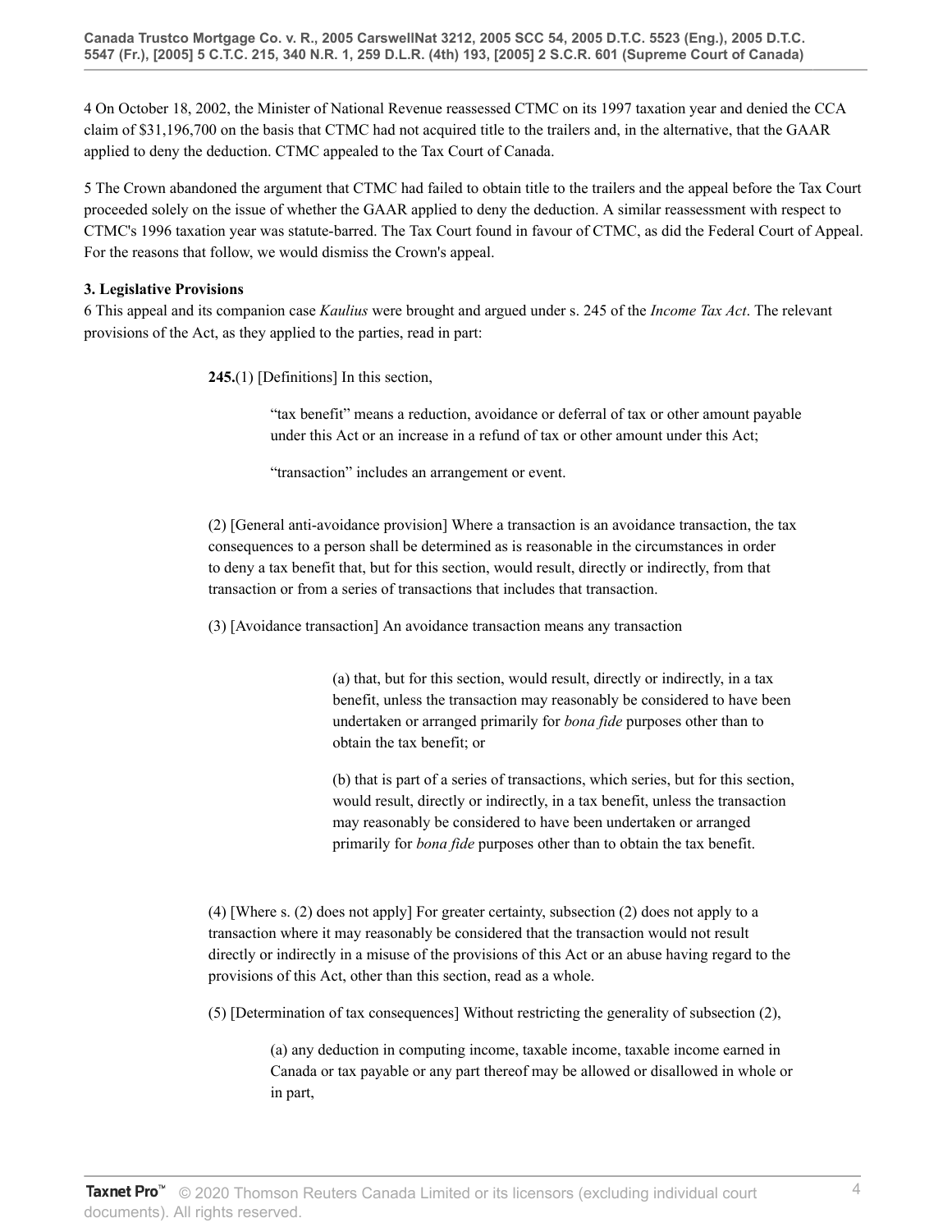4 On October 18, 2002, the Minister of National Revenue reassessed CTMC on its 1997 taxation year and denied the CCA claim of $31,196,700 on the basis that CTMC had not acquired title to the trailers and, in the alternative, that the GAAR applied to deny the deduction. CTMC appealed to the Tax Court of Canada.

5 The Crown abandoned the argument that CTMC had failed to obtain title to the trailers and the appeal before the Tax Court proceeded solely on the issue of whether the GAAR applied to deny the deduction. A similar reassessment with respect to CTMC's 1996 taxation year was statute-barred. The Tax Court found in favour of CTMC, as did the Federal Court of Appeal. For the reasons that follow, we would dismiss the Crown's appeal.

**3. Legislative Provisions**

6 This appeal and its companion case *Kaulius* were brought and argued under s. 245 of the *Income Tax Act*. The relevant provisions of the Act, as they applied to the parties, read in part:

> **245.**(1) [Definitions] In this section,
>
> > "tax benefit" means a reduction, avoidance or deferral of tax or other amount payable under this Act or an increase in a refund of tax or other amount under this Act;
> >
> > "transaction" includes an arrangement or event.
>
> (2) [General anti-avoidance provision] Where a transaction is an avoidance transaction, the tax consequences to a person shall be determined as is reasonable in the circumstances in order to deny a tax benefit that, but for this section, would result, directly or indirectly, from that transaction or from a series of transactions that includes that transaction.
>
> (3) [Avoidance transaction] An avoidance transaction means any transaction
>
> > (a) that, but for this section, would result, directly or indirectly, in a tax benefit, unless the transaction may reasonably be considered to have been undertaken or arranged primarily for *bona fide* purposes other than to obtain the tax benefit; or
> >
> > (b) that is part of a series of transactions, which series, but for this section, would result, directly or indirectly, in a tax benefit, unless the transaction may reasonably be considered to have been undertaken or arranged primarily for *bona fide* purposes other than to obtain the tax benefit.
>
> (4) [Where s. (2) does not apply] For greater certainty, subsection (2) does not apply to a transaction where it may reasonably be considered that the transaction would not result directly or indirectly in a misuse of the provisions of this Act or an abuse having regard to the provisions of this Act, other than this section, read as a whole.
>
> (5) [Determination of tax consequences] Without restricting the generality of subsection (2),
>
> > (a) any deduction in computing income, taxable income, taxable income earned in Canada or tax payable or any part thereof may be allowed or disallowed in whole or in part,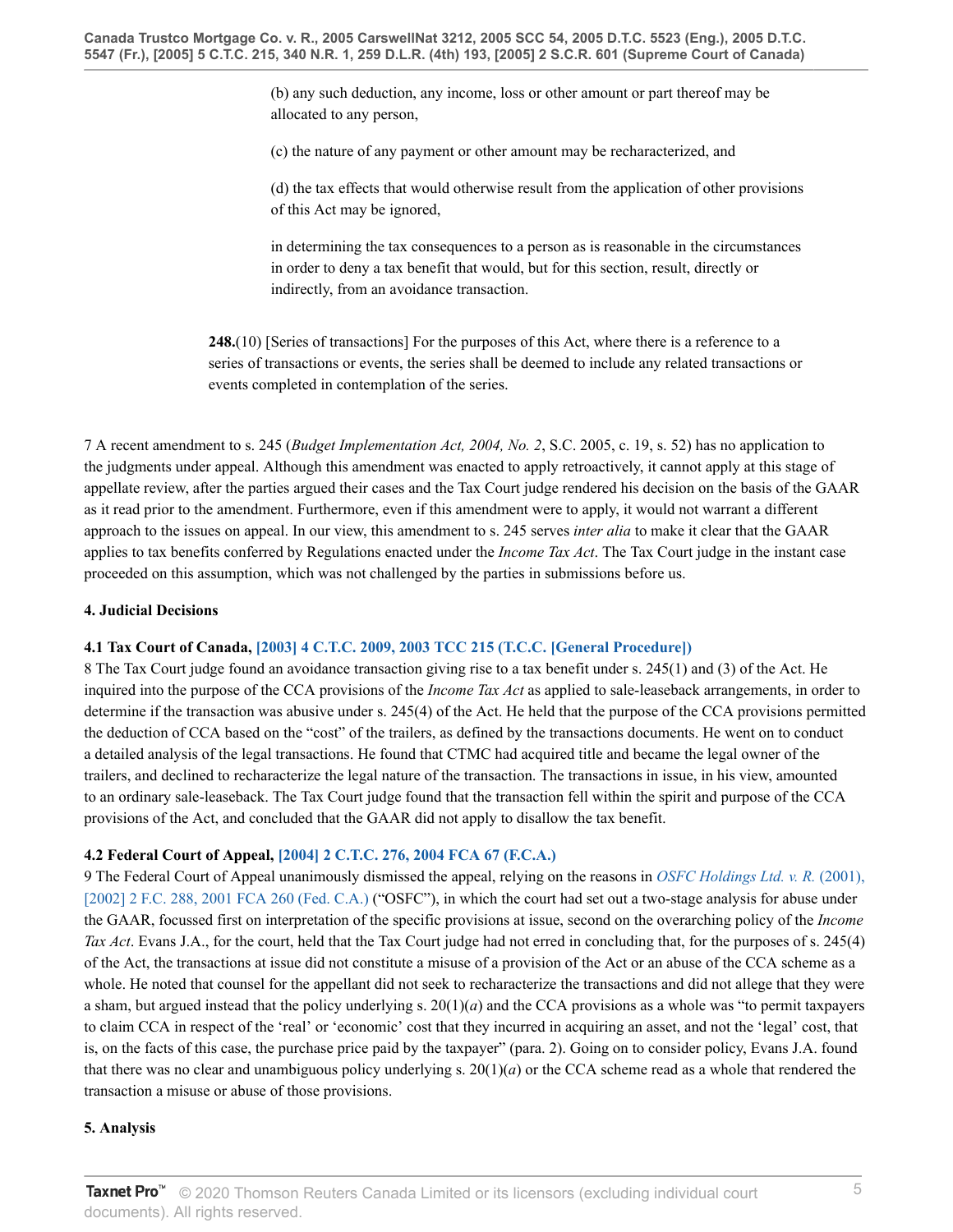(b) any such deduction, any income, loss or other amount or part thereof may be allocated to any person,

(c) the nature of any payment or other amount may be recharacterized, and

(d) the tax effects that would otherwise result from the application of other provisions of this Act may be ignored,

in determining the tax consequences to a person as is reasonable in the circumstances in order to deny a tax benefit that would, but for this section, result, directly or indirectly, from an avoidance transaction.

**248.**(10) [Series of transactions] For the purposes of this Act, where there is a reference to a series of transactions or events, the series shall be deemed to include any related transactions or events completed in contemplation of the series.

7 A recent amendment to s. 245 (*Budget Implementation Act, 2004, No. 2*, S.C. 2005, c. 19, s. 52) has no application to the judgments under appeal. Although this amendment was enacted to apply retroactively, it cannot apply at this stage of appellate review, after the parties argued their cases and the Tax Court judge rendered his decision on the basis of the GAAR as it read prior to the amendment. Furthermore, even if this amendment were to apply, it would not warrant a different approach to the issues on appeal. In our view, this amendment to s. 245 serves *inter alia* to make it clear that the GAAR applies to tax benefits conferred by Regulations enacted under the *Income Tax Act*. The Tax Court judge in the instant case proceeded on this assumption, which was not challenged by the parties in submissions before us.

### 4. Judicial Decisions

#### 4.1 Tax Court of Canada, [2003] 4 C.T.C. 2009, 2003 TCC 215 (T.C.C. [General Procedure])

8 The Tax Court judge found an avoidance transaction giving rise to a tax benefit under s. 245(1) and (3) of the Act. He inquired into the purpose of the CCA provisions of the *Income Tax Act* as applied to sale-leaseback arrangements, in order to determine if the transaction was abusive under s. 245(4) of the Act. He held that the purpose of the CCA provisions permitted the deduction of CCA based on the "cost" of the trailers, as defined by the transactions documents. He went on to conduct a detailed analysis of the legal transactions. He found that CTMC had acquired title and became the legal owner of the trailers, and declined to recharacterize the legal nature of the transaction. The transactions in issue, in his view, amounted to an ordinary sale-leaseback. The Tax Court judge found that the transaction fell within the spirit and purpose of the CCA provisions of the Act, and concluded that the GAAR did not apply to disallow the tax benefit.

#### 4.2 Federal Court of Appeal, [2004] 2 C.T.C. 276, 2004 FCA 67 (F.C.A.)

9 The Federal Court of Appeal unanimously dismissed the appeal, relying on the reasons in *OSFC Holdings Ltd. v. R.* (2001), [2002] 2 F.C. 288, 2001 FCA 260 (Fed. C.A.) ("OSFC"), in which the court had set out a two-stage analysis for abuse under the GAAR, focussed first on interpretation of the specific provisions at issue, second on the overarching policy of the *Income Tax Act*. Evans J.A., for the court, held that the Tax Court judge had not erred in concluding that, for the purposes of s. 245(4) of the Act, the transactions at issue did not constitute a misuse of a provision of the Act or an abuse of the CCA scheme as a whole. He noted that counsel for the appellant did not seek to recharacterize the transactions and did not allege that they were a sham, but argued instead that the policy underlying s. 20(1)(*a*) and the CCA provisions as a whole was "to permit taxpayers to claim CCA in respect of the 'real' or 'economic' cost that they incurred in acquiring an asset, and not the 'legal' cost, that is, on the facts of this case, the purchase price paid by the taxpayer" (para. 2). Going on to consider policy, Evans J.A. found that there was no clear and unambiguous policy underlying s. 20(1)(*a*) or the CCA scheme read as a whole that rendered the transaction a misuse or abuse of those provisions.

### 5. Analysis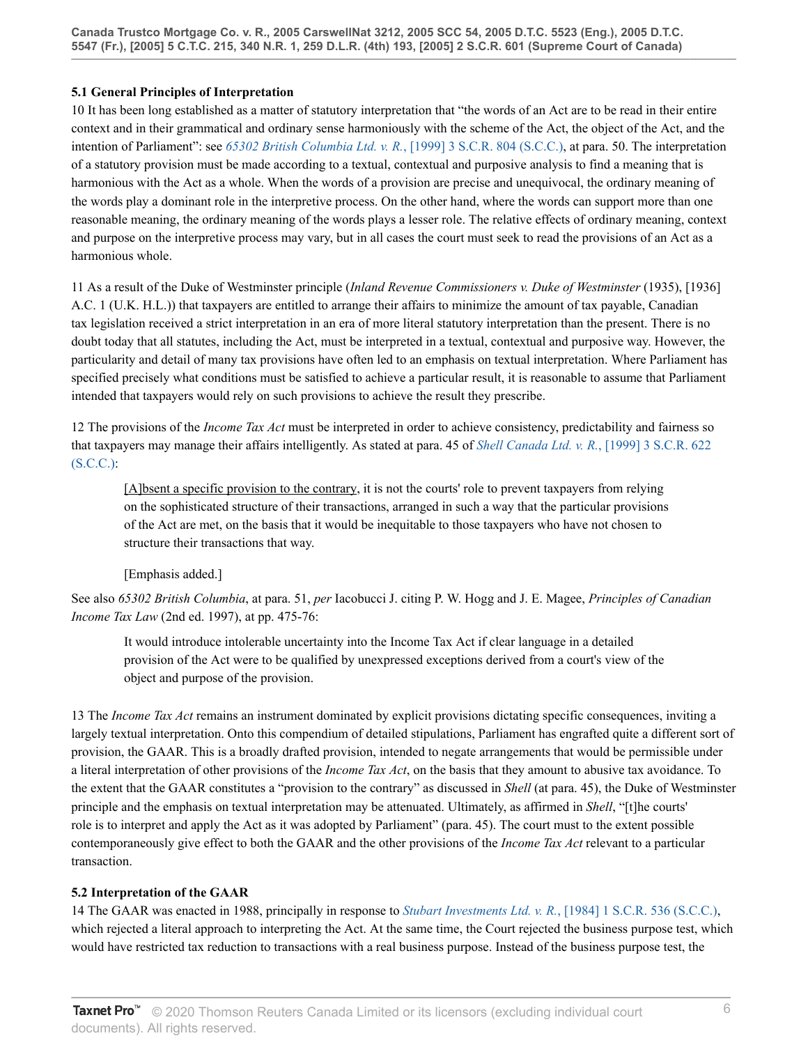### 5.1 General Principles of Interpretation

10 It has been long established as a matter of statutory interpretation that "the words of an Act are to be read in their entire context and in their grammatical and ordinary sense harmoniously with the scheme of the Act, the object of the Act, and the intention of Parliament": see *65302 British Columbia Ltd. v. R.*, [1999] 3 S.C.R. 804 (S.C.C.), at para. 50. The interpretation of a statutory provision must be made according to a textual, contextual and purposive analysis to find a meaning that is harmonious with the Act as a whole. When the words of a provision are precise and unequivocal, the ordinary meaning of the words play a dominant role in the interpretive process. On the other hand, where the words can support more than one reasonable meaning, the ordinary meaning of the words plays a lesser role. The relative effects of ordinary meaning, context and purpose on the interpretive process may vary, but in all cases the court must seek to read the provisions of an Act as a harmonious whole.

11 As a result of the Duke of Westminster principle (*Inland Revenue Commissioners v. Duke of Westminster* (1935), [1936] A.C. 1 (U.K. H.L.)) that taxpayers are entitled to arrange their affairs to minimize the amount of tax payable, Canadian tax legislation received a strict interpretation in an era of more literal statutory interpretation than the present. There is no doubt today that all statutes, including the Act, must be interpreted in a textual, contextual and purposive way. However, the particularity and detail of many tax provisions have often led to an emphasis on textual interpretation. Where Parliament has specified precisely what conditions must be satisfied to achieve a particular result, it is reasonable to assume that Parliament intended that taxpayers would rely on such provisions to achieve the result they prescribe.

12 The provisions of the *Income Tax Act* must be interpreted in order to achieve consistency, predictability and fairness so that taxpayers may manage their affairs intelligently. As stated at para. 45 of *Shell Canada Ltd. v. R.*, [1999] 3 S.C.R. 622 (S.C.C.):

> [A]bsent a specific provision to the contrary, it is not the courts' role to prevent taxpayers from relying on the sophisticated structure of their transactions, arranged in such a way that the particular provisions of the Act are met, on the basis that it would be inequitable to those taxpayers who have not chosen to structure their transactions that way.
>
> [Emphasis added.]

See also *65302 British Columbia*, at para. 51, *per* Iacobucci J. citing P. W. Hogg and J. E. Magee, *Principles of Canadian Income Tax Law* (2nd ed. 1997), at pp. 475-76:

> It would introduce intolerable uncertainty into the Income Tax Act if clear language in a detailed provision of the Act were to be qualified by unexpressed exceptions derived from a court's view of the object and purpose of the provision.

13 The *Income Tax Act* remains an instrument dominated by explicit provisions dictating specific consequences, inviting a largely textual interpretation. Onto this compendium of detailed stipulations, Parliament has engrafted quite a different sort of provision, the GAAR. This is a broadly drafted provision, intended to negate arrangements that would be permissible under a literal interpretation of other provisions of the *Income Tax Act*, on the basis that they amount to abusive tax avoidance. To the extent that the GAAR constitutes a "provision to the contrary" as discussed in *Shell* (at para. 45), the Duke of Westminster principle and the emphasis on textual interpretation may be attenuated. Ultimately, as affirmed in *Shell*, "[t]he courts' role is to interpret and apply the Act as it was adopted by Parliament" (para. 45). The court must to the extent possible contemporaneously give effect to both the GAAR and the other provisions of the *Income Tax Act* relevant to a particular transaction.

### 5.2 Interpretation of the GAAR

14 The GAAR was enacted in 1988, principally in response to *Stubart Investments Ltd. v. R.*, [1984] 1 S.C.R. 536 (S.C.C.), which rejected a literal approach to interpreting the Act. At the same time, the Court rejected the business purpose test, which would have restricted tax reduction to transactions with a real business purpose. Instead of the business purpose test, the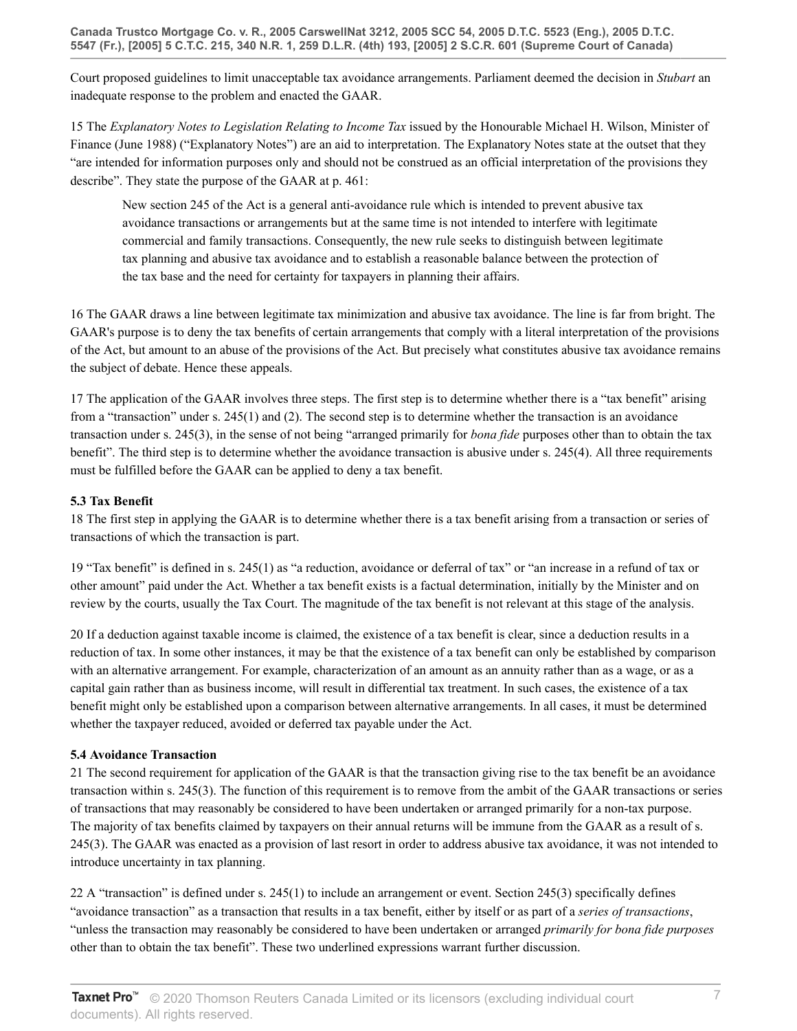Court proposed guidelines to limit unacceptable tax avoidance arrangements. Parliament deemed the decision in *Stubart* an inadequate response to the problem and enacted the GAAR.

15 The *Explanatory Notes to Legislation Relating to Income Tax* issued by the Honourable Michael H. Wilson, Minister of Finance (June 1988) ("Explanatory Notes") are an aid to interpretation. The Explanatory Notes state at the outset that they "are intended for information purposes only and should not be construed as an official interpretation of the provisions they describe". They state the purpose of the GAAR at p. 461:

> New section 245 of the Act is a general anti-avoidance rule which is intended to prevent abusive tax avoidance transactions or arrangements but at the same time is not intended to interfere with legitimate commercial and family transactions. Consequently, the new rule seeks to distinguish between legitimate tax planning and abusive tax avoidance and to establish a reasonable balance between the protection of the tax base and the need for certainty for taxpayers in planning their affairs.

16 The GAAR draws a line between legitimate tax minimization and abusive tax avoidance. The line is far from bright. The GAAR's purpose is to deny the tax benefits of certain arrangements that comply with a literal interpretation of the provisions of the Act, but amount to an abuse of the provisions of the Act. But precisely what constitutes abusive tax avoidance remains the subject of debate. Hence these appeals.

17 The application of the GAAR involves three steps. The first step is to determine whether there is a "tax benefit" arising from a "transaction" under s. 245(1) and (2). The second step is to determine whether the transaction is an avoidance transaction under s. 245(3), in the sense of not being "arranged primarily for *bona fide* purposes other than to obtain the tax benefit". The third step is to determine whether the avoidance transaction is abusive under s. 245(4). All three requirements must be fulfilled before the GAAR can be applied to deny a tax benefit.

**5.3 Tax Benefit**

18 The first step in applying the GAAR is to determine whether there is a tax benefit arising from a transaction or series of transactions of which the transaction is part.

19 "Tax benefit" is defined in s. 245(1) as "a reduction, avoidance or deferral of tax" or "an increase in a refund of tax or other amount" paid under the Act. Whether a tax benefit exists is a factual determination, initially by the Minister and on review by the courts, usually the Tax Court. The magnitude of the tax benefit is not relevant at this stage of the analysis.

20 If a deduction against taxable income is claimed, the existence of a tax benefit is clear, since a deduction results in a reduction of tax. In some other instances, it may be that the existence of a tax benefit can only be established by comparison with an alternative arrangement. For example, characterization of an amount as an annuity rather than as a wage, or as a capital gain rather than as business income, will result in differential tax treatment. In such cases, the existence of a tax benefit might only be established upon a comparison between alternative arrangements. In all cases, it must be determined whether the taxpayer reduced, avoided or deferred tax payable under the Act.

**5.4 Avoidance Transaction**

21 The second requirement for application of the GAAR is that the transaction giving rise to the tax benefit be an avoidance transaction within s. 245(3). The function of this requirement is to remove from the ambit of the GAAR transactions or series of transactions that may reasonably be considered to have been undertaken or arranged primarily for a non-tax purpose. The majority of tax benefits claimed by taxpayers on their annual returns will be immune from the GAAR as a result of s. 245(3). The GAAR was enacted as a provision of last resort in order to address abusive tax avoidance, it was not intended to introduce uncertainty in tax planning.

22 A "transaction" is defined under s. 245(1) to include an arrangement or event. Section 245(3) specifically defines "avoidance transaction" as a transaction that results in a tax benefit, either by itself or as part of a *series of transactions*, "unless the transaction may reasonably be considered to have been undertaken or arranged *primarily for bona fide purposes* other than to obtain the tax benefit". These two underlined expressions warrant further discussion.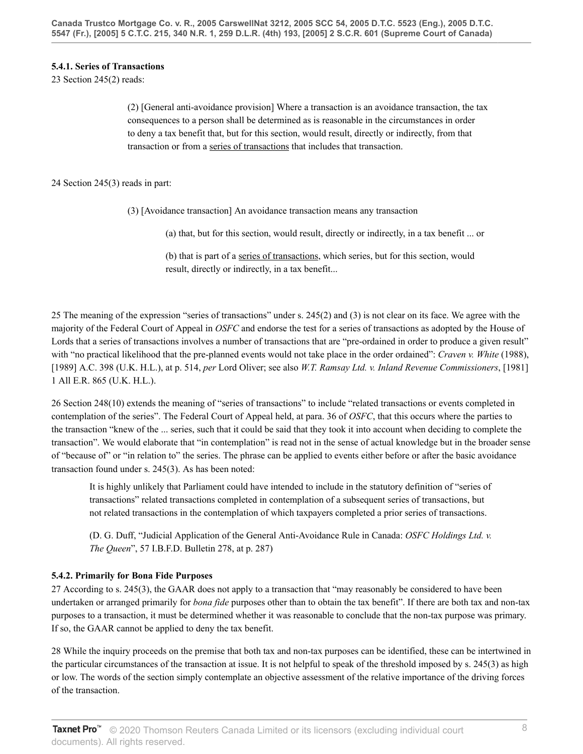#### 5.4.1. Series of Transactions

23 Section 245(2) reads:

> (2) [General anti-avoidance provision] Where a transaction is an avoidance transaction, the tax consequences to a person shall be determined as is reasonable in the circumstances in order to deny a tax benefit that, but for this section, would result, directly or indirectly, from that transaction or from a <u>series of transactions</u> that includes that transaction.

24 Section 245(3) reads in part:

> (3) [Avoidance transaction] An avoidance transaction means any transaction
>
> > (a) that, but for this section, would result, directly or indirectly, in a tax benefit ... or
> >
> > (b) that is part of a <u>series of transactions</u>, which series, but for this section, would result, directly or indirectly, in a tax benefit...

25 The meaning of the expression "series of transactions" under s. 245(2) and (3) is not clear on its face. We agree with the majority of the Federal Court of Appeal in *OSFC* and endorse the test for a series of transactions as adopted by the House of Lords that a series of transactions involves a number of transactions that are "pre-ordained in order to produce a given result" with "no practical likelihood that the pre-planned events would not take place in the order ordained": *Craven v. White* (1988), [1989] A.C. 398 (U.K. H.L.), at p. 514, *per* Lord Oliver; see also *W.T. Ramsay Ltd. v. Inland Revenue Commissioners*, [1981] 1 All E.R. 865 (U.K. H.L.).

26 Section 248(10) extends the meaning of "series of transactions" to include "related transactions or events completed in contemplation of the series". The Federal Court of Appeal held, at para. 36 of *OSFC*, that this occurs where the parties to the transaction "knew of the ... series, such that it could be said that they took it into account when deciding to complete the transaction". We would elaborate that "in contemplation" is read not in the sense of actual knowledge but in the broader sense of "because of" or "in relation to" the series. The phrase can be applied to events either before or after the basic avoidance transaction found under s. 245(3). As has been noted:

> It is highly unlikely that Parliament could have intended to include in the statutory definition of "series of transactions" related transactions completed in contemplation of a subsequent series of transactions, but not related transactions in the contemplation of which taxpayers completed a prior series of transactions.
>
> (D. G. Duff, "Judicial Application of the General Anti-Avoidance Rule in Canada: *OSFC Holdings Ltd. v. The Queen*", 57 I.B.F.D. Bulletin 278, at p. 287)

#### 5.4.2. Primarily for Bona Fide Purposes

27 According to s. 245(3), the GAAR does not apply to a transaction that "may reasonably be considered to have been undertaken or arranged primarily for *bona fide* purposes other than to obtain the tax benefit". If there are both tax and non-tax purposes to a transaction, it must be determined whether it was reasonable to conclude that the non-tax purpose was primary. If so, the GAAR cannot be applied to deny the tax benefit.

28 While the inquiry proceeds on the premise that both tax and non-tax purposes can be identified, these can be intertwined in the particular circumstances of the transaction at issue. It is not helpful to speak of the threshold imposed by s. 245(3) as high or low. The words of the section simply contemplate an objective assessment of the relative importance of the driving forces of the transaction.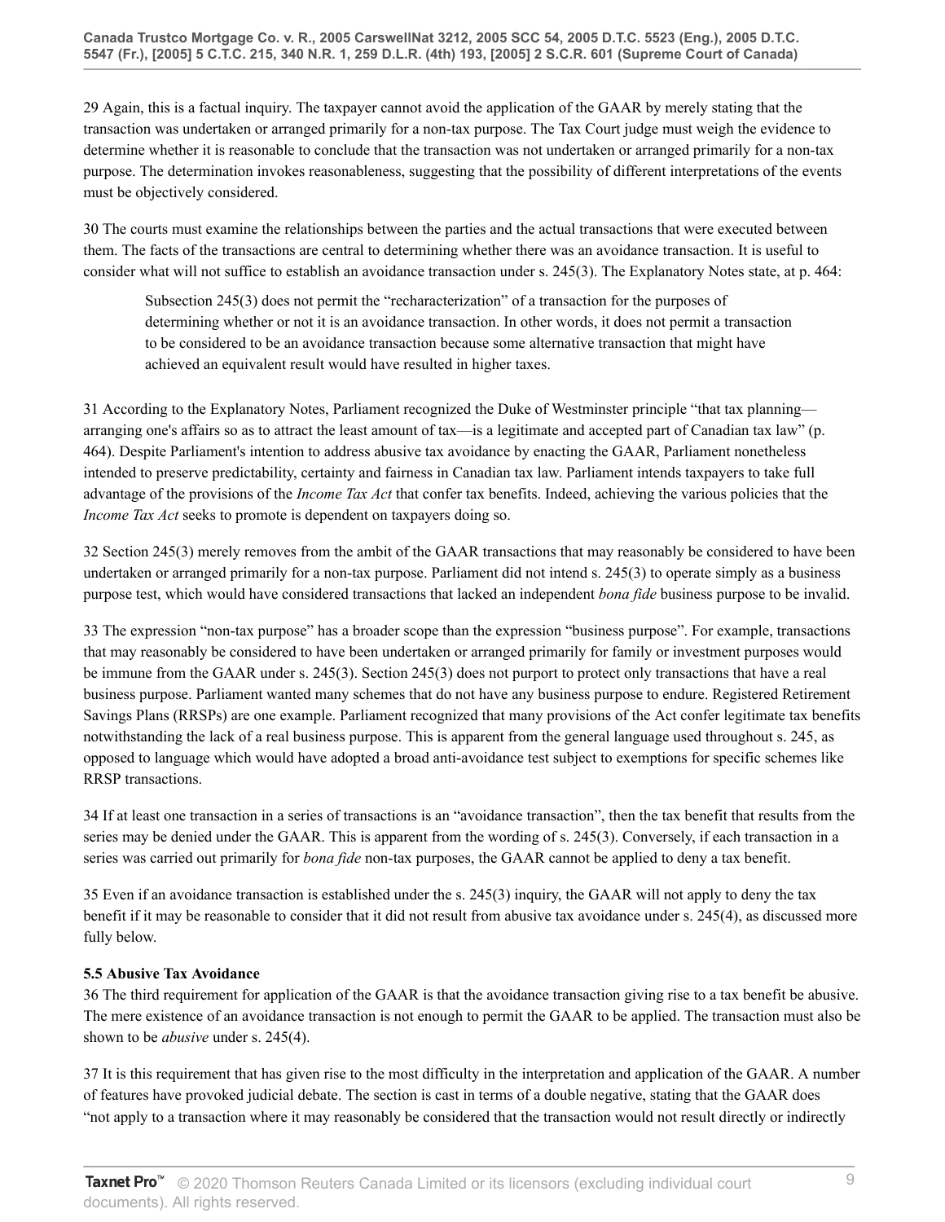29 Again, this is a factual inquiry. The taxpayer cannot avoid the application of the GAAR by merely stating that the transaction was undertaken or arranged primarily for a non-tax purpose. The Tax Court judge must weigh the evidence to determine whether it is reasonable to conclude that the transaction was not undertaken or arranged primarily for a non-tax purpose. The determination invokes reasonableness, suggesting that the possibility of different interpretations of the events must be objectively considered.

30 The courts must examine the relationships between the parties and the actual transactions that were executed between them. The facts of the transactions are central to determining whether there was an avoidance transaction. It is useful to consider what will not suffice to establish an avoidance transaction under s. 245(3). The Explanatory Notes state, at p. 464:

> Subsection 245(3) does not permit the "recharacterization" of a transaction for the purposes of determining whether or not it is an avoidance transaction. In other words, it does not permit a transaction to be considered to be an avoidance transaction because some alternative transaction that might have achieved an equivalent result would have resulted in higher taxes.

31 According to the Explanatory Notes, Parliament recognized the Duke of Westminster principle "that tax planning—arranging one's affairs so as to attract the least amount of tax—is a legitimate and accepted part of Canadian tax law" (p. 464). Despite Parliament's intention to address abusive tax avoidance by enacting the GAAR, Parliament nonetheless intended to preserve predictability, certainty and fairness in Canadian tax law. Parliament intends taxpayers to take full advantage of the provisions of the *Income Tax Act* that confer tax benefits. Indeed, achieving the various policies that the *Income Tax Act* seeks to promote is dependent on taxpayers doing so.

32 Section 245(3) merely removes from the ambit of the GAAR transactions that may reasonably be considered to have been undertaken or arranged primarily for a non-tax purpose. Parliament did not intend s. 245(3) to operate simply as a business purpose test, which would have considered transactions that lacked an independent *bona fide* business purpose to be invalid.

33 The expression "non-tax purpose" has a broader scope than the expression "business purpose". For example, transactions that may reasonably be considered to have been undertaken or arranged primarily for family or investment purposes would be immune from the GAAR under s. 245(3). Section 245(3) does not purport to protect only transactions that have a real business purpose. Parliament wanted many schemes that do not have any business purpose to endure. Registered Retirement Savings Plans (RRSPs) are one example. Parliament recognized that many provisions of the Act confer legitimate tax benefits notwithstanding the lack of a real business purpose. This is apparent from the general language used throughout s. 245, as opposed to language which would have adopted a broad anti-avoidance test subject to exemptions for specific schemes like RRSP transactions.

34 If at least one transaction in a series of transactions is an "avoidance transaction", then the tax benefit that results from the series may be denied under the GAAR. This is apparent from the wording of s. 245(3). Conversely, if each transaction in a series was carried out primarily for *bona fide* non-tax purposes, the GAAR cannot be applied to deny a tax benefit.

35 Even if an avoidance transaction is established under the s. 245(3) inquiry, the GAAR will not apply to deny the tax benefit if it may be reasonable to consider that it did not result from abusive tax avoidance under s. 245(4), as discussed more fully below.

**5.5 Abusive Tax Avoidance**

36 The third requirement for application of the GAAR is that the avoidance transaction giving rise to a tax benefit be abusive. The mere existence of an avoidance transaction is not enough to permit the GAAR to be applied. The transaction must also be shown to be *abusive* under s. 245(4).

37 It is this requirement that has given rise to the most difficulty in the interpretation and application of the GAAR. A number of features have provoked judicial debate. The section is cast in terms of a double negative, stating that the GAAR does "not apply to a transaction where it may reasonably be considered that the transaction would not result directly or indirectly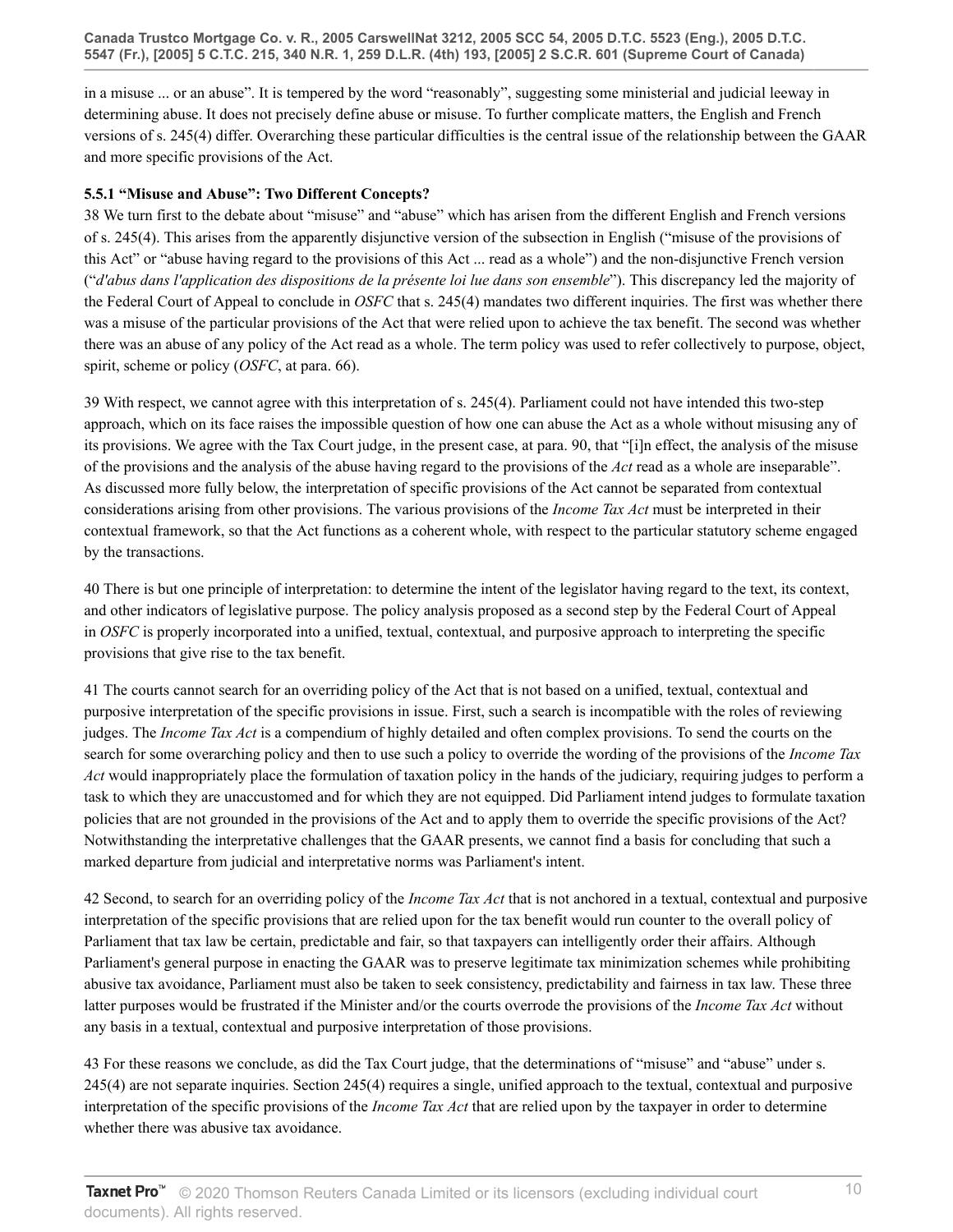in a misuse ... or an abuse". It is tempered by the word "reasonably", suggesting some ministerial and judicial leeway in determining abuse. It does not precisely define abuse or misuse. To further complicate matters, the English and French versions of s. 245(4) differ. Overarching these particular difficulties is the central issue of the relationship between the GAAR and more specific provisions of the Act.

**5.5.1 "Misuse and Abuse": Two Different Concepts?**

38 We turn first to the debate about "misuse" and "abuse" which has arisen from the different English and French versions of s. 245(4). This arises from the apparently disjunctive version of the subsection in English ("misuse of the provisions of this Act" or "abuse having regard to the provisions of this Act ... read as a whole") and the non-disjunctive French version ("*d'abus dans l'application des dispositions de la présente loi lue dans son ensemble*"). This discrepancy led the majority of the Federal Court of Appeal to conclude in *OSFC* that s. 245(4) mandates two different inquiries. The first was whether there was a misuse of the particular provisions of the Act that were relied upon to achieve the tax benefit. The second was whether there was an abuse of any policy of the Act read as a whole. The term policy was used to refer collectively to purpose, object, spirit, scheme or policy (*OSFC*, at para. 66).

39 With respect, we cannot agree with this interpretation of s. 245(4). Parliament could not have intended this two-step approach, which on its face raises the impossible question of how one can abuse the Act as a whole without misusing any of its provisions. We agree with the Tax Court judge, in the present case, at para. 90, that "[i]n effect, the analysis of the misuse of the provisions and the analysis of the abuse having regard to the provisions of the *Act* read as a whole are inseparable". As discussed more fully below, the interpretation of specific provisions of the Act cannot be separated from contextual considerations arising from other provisions. The various provisions of the *Income Tax Act* must be interpreted in their contextual framework, so that the Act functions as a coherent whole, with respect to the particular statutory scheme engaged by the transactions.

40 There is but one principle of interpretation: to determine the intent of the legislator having regard to the text, its context, and other indicators of legislative purpose. The policy analysis proposed as a second step by the Federal Court of Appeal in *OSFC* is properly incorporated into a unified, textual, contextual, and purposive approach to interpreting the specific provisions that give rise to the tax benefit.

41 The courts cannot search for an overriding policy of the Act that is not based on a unified, textual, contextual and purposive interpretation of the specific provisions in issue. First, such a search is incompatible with the roles of reviewing judges. The *Income Tax Act* is a compendium of highly detailed and often complex provisions. To send the courts on the search for some overarching policy and then to use such a policy to override the wording of the provisions of the *Income Tax Act* would inappropriately place the formulation of taxation policy in the hands of the judiciary, requiring judges to perform a task to which they are unaccustomed and for which they are not equipped. Did Parliament intend judges to formulate taxation policies that are not grounded in the provisions of the Act and to apply them to override the specific provisions of the Act? Notwithstanding the interpretative challenges that the GAAR presents, we cannot find a basis for concluding that such a marked departure from judicial and interpretative norms was Parliament's intent.

42 Second, to search for an overriding policy of the *Income Tax Act* that is not anchored in a textual, contextual and purposive interpretation of the specific provisions that are relied upon for the tax benefit would run counter to the overall policy of Parliament that tax law be certain, predictable and fair, so that taxpayers can intelligently order their affairs. Although Parliament's general purpose in enacting the GAAR was to preserve legitimate tax minimization schemes while prohibiting abusive tax avoidance, Parliament must also be taken to seek consistency, predictability and fairness in tax law. These three latter purposes would be frustrated if the Minister and/or the courts overrode the provisions of the *Income Tax Act* without any basis in a textual, contextual and purposive interpretation of those provisions.

43 For these reasons we conclude, as did the Tax Court judge, that the determinations of "misuse" and "abuse" under s. 245(4) are not separate inquiries. Section 245(4) requires a single, unified approach to the textual, contextual and purposive interpretation of the specific provisions of the *Income Tax Act* that are relied upon by the taxpayer in order to determine whether there was abusive tax avoidance.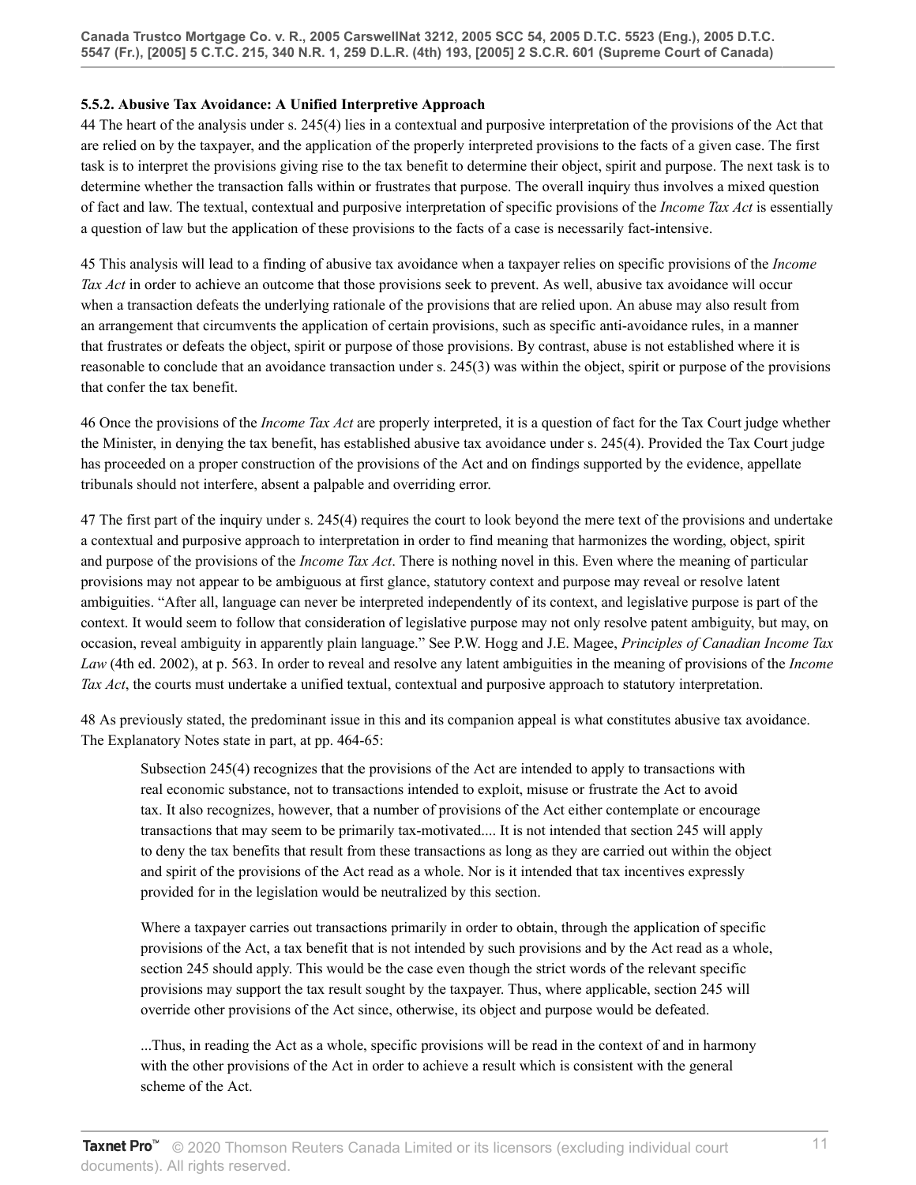#### 5.5.2. Abusive Tax Avoidance: A Unified Interpretive Approach

44 The heart of the analysis under s. 245(4) lies in a contextual and purposive interpretation of the provisions of the Act that are relied on by the taxpayer, and the application of the properly interpreted provisions to the facts of a given case. The first task is to interpret the provisions giving rise to the tax benefit to determine their object, spirit and purpose. The next task is to determine whether the transaction falls within or frustrates that purpose. The overall inquiry thus involves a mixed question of fact and law. The textual, contextual and purposive interpretation of specific provisions of the *Income Tax Act* is essentially a question of law but the application of these provisions to the facts of a case is necessarily fact-intensive.

45 This analysis will lead to a finding of abusive tax avoidance when a taxpayer relies on specific provisions of the *Income Tax Act* in order to achieve an outcome that those provisions seek to prevent. As well, abusive tax avoidance will occur when a transaction defeats the underlying rationale of the provisions that are relied upon. An abuse may also result from an arrangement that circumvents the application of certain provisions, such as specific anti-avoidance rules, in a manner that frustrates or defeats the object, spirit or purpose of those provisions. By contrast, abuse is not established where it is reasonable to conclude that an avoidance transaction under s. 245(3) was within the object, spirit or purpose of the provisions that confer the tax benefit.

46 Once the provisions of the *Income Tax Act* are properly interpreted, it is a question of fact for the Tax Court judge whether the Minister, in denying the tax benefit, has established abusive tax avoidance under s. 245(4). Provided the Tax Court judge has proceeded on a proper construction of the provisions of the Act and on findings supported by the evidence, appellate tribunals should not interfere, absent a palpable and overriding error.

47 The first part of the inquiry under s. 245(4) requires the court to look beyond the mere text of the provisions and undertake a contextual and purposive approach to interpretation in order to find meaning that harmonizes the wording, object, spirit and purpose of the provisions of the *Income Tax Act*. There is nothing novel in this. Even where the meaning of particular provisions may not appear to be ambiguous at first glance, statutory context and purpose may reveal or resolve latent ambiguities. "After all, language can never be interpreted independently of its context, and legislative purpose is part of the context. It would seem to follow that consideration of legislative purpose may not only resolve patent ambiguity, but may, on occasion, reveal ambiguity in apparently plain language." See P.W. Hogg and J.E. Magee, *Principles of Canadian Income Tax Law* (4th ed. 2002), at p. 563. In order to reveal and resolve any latent ambiguities in the meaning of provisions of the *Income Tax Act*, the courts must undertake a unified textual, contextual and purposive approach to statutory interpretation.

48 As previously stated, the predominant issue in this and its companion appeal is what constitutes abusive tax avoidance. The Explanatory Notes state in part, at pp. 464-65:

> Subsection 245(4) recognizes that the provisions of the Act are intended to apply to transactions with real economic substance, not to transactions intended to exploit, misuse or frustrate the Act to avoid tax. It also recognizes, however, that a number of provisions of the Act either contemplate or encourage transactions that may seem to be primarily tax-motivated.... It is not intended that section 245 will apply to deny the tax benefits that result from these transactions as long as they are carried out within the object and spirit of the provisions of the Act read as a whole. Nor is it intended that tax incentives expressly provided for in the legislation would be neutralized by this section.
>
> Where a taxpayer carries out transactions primarily in order to obtain, through the application of specific provisions of the Act, a tax benefit that is not intended by such provisions and by the Act read as a whole, section 245 should apply. This would be the case even though the strict words of the relevant specific provisions may support the tax result sought by the taxpayer. Thus, where applicable, section 245 will override other provisions of the Act since, otherwise, its object and purpose would be defeated.
>
> ...Thus, in reading the Act as a whole, specific provisions will be read in the context of and in harmony with the other provisions of the Act in order to achieve a result which is consistent with the general scheme of the Act.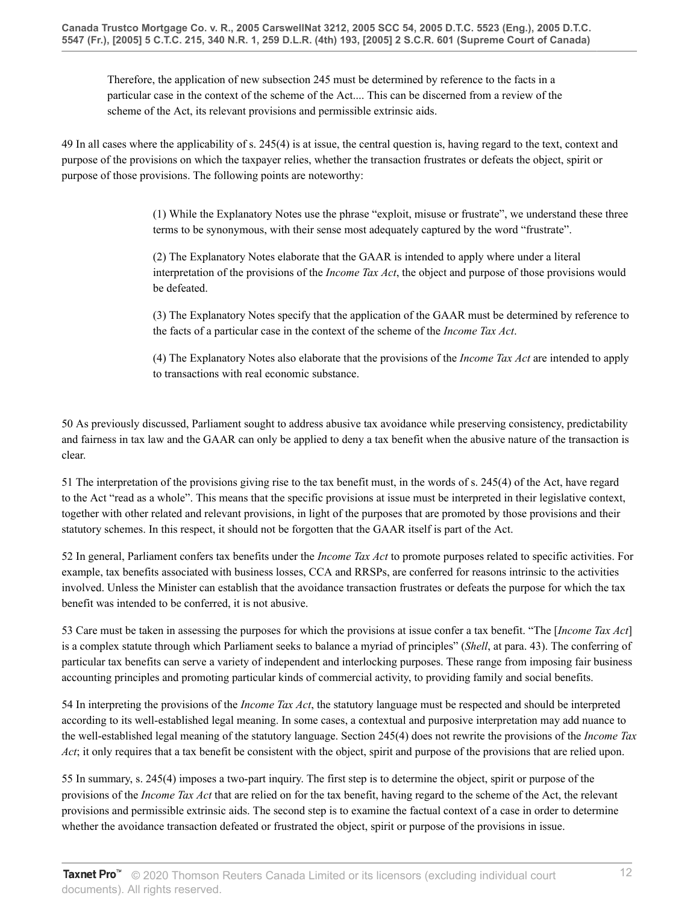> Therefore, the application of new subsection 245 must be determined by reference to the facts in a particular case in the context of the scheme of the Act.... This can be discerned from a review of the scheme of the Act, its relevant provisions and permissible extrinsic aids.

49 In all cases where the applicability of s. 245(4) is at issue, the central question is, having regard to the text, context and purpose of the provisions on which the taxpayer relies, whether the transaction frustrates or defeats the object, spirit or purpose of those provisions. The following points are noteworthy:

> (1) While the Explanatory Notes use the phrase "exploit, misuse or frustrate", we understand these three terms to be synonymous, with their sense most adequately captured by the word "frustrate".
>
> (2) The Explanatory Notes elaborate that the GAAR is intended to apply where under a literal interpretation of the provisions of the *Income Tax Act*, the object and purpose of those provisions would be defeated.
>
> (3) The Explanatory Notes specify that the application of the GAAR must be determined by reference to the facts of a particular case in the context of the scheme of the *Income Tax Act*.
>
> (4) The Explanatory Notes also elaborate that the provisions of the *Income Tax Act* are intended to apply to transactions with real economic substance.

50 As previously discussed, Parliament sought to address abusive tax avoidance while preserving consistency, predictability and fairness in tax law and the GAAR can only be applied to deny a tax benefit when the abusive nature of the transaction is clear.

51 The interpretation of the provisions giving rise to the tax benefit must, in the words of s. 245(4) of the Act, have regard to the Act "read as a whole". This means that the specific provisions at issue must be interpreted in their legislative context, together with other related and relevant provisions, in light of the purposes that are promoted by those provisions and their statutory schemes. In this respect, it should not be forgotten that the GAAR itself is part of the Act.

52 In general, Parliament confers tax benefits under the *Income Tax Act* to promote purposes related to specific activities. For example, tax benefits associated with business losses, CCA and RRSPs, are conferred for reasons intrinsic to the activities involved. Unless the Minister can establish that the avoidance transaction frustrates or defeats the purpose for which the tax benefit was intended to be conferred, it is not abusive.

53 Care must be taken in assessing the purposes for which the provisions at issue confer a tax benefit. "The [*Income Tax Act*] is a complex statute through which Parliament seeks to balance a myriad of principles" (*Shell*, at para. 43). The conferring of particular tax benefits can serve a variety of independent and interlocking purposes. These range from imposing fair business accounting principles and promoting particular kinds of commercial activity, to providing family and social benefits.

54 In interpreting the provisions of the *Income Tax Act*, the statutory language must be respected and should be interpreted according to its well-established legal meaning. In some cases, a contextual and purposive interpretation may add nuance to the well-established legal meaning of the statutory language. Section 245(4) does not rewrite the provisions of the *Income Tax Act*; it only requires that a tax benefit be consistent with the object, spirit and purpose of the provisions that are relied upon.

55 In summary, s. 245(4) imposes a two-part inquiry. The first step is to determine the object, spirit or purpose of the provisions of the *Income Tax Act* that are relied on for the tax benefit, having regard to the scheme of the Act, the relevant provisions and permissible extrinsic aids. The second step is to examine the factual context of a case in order to determine whether the avoidance transaction defeated or frustrated the object, spirit or purpose of the provisions in issue.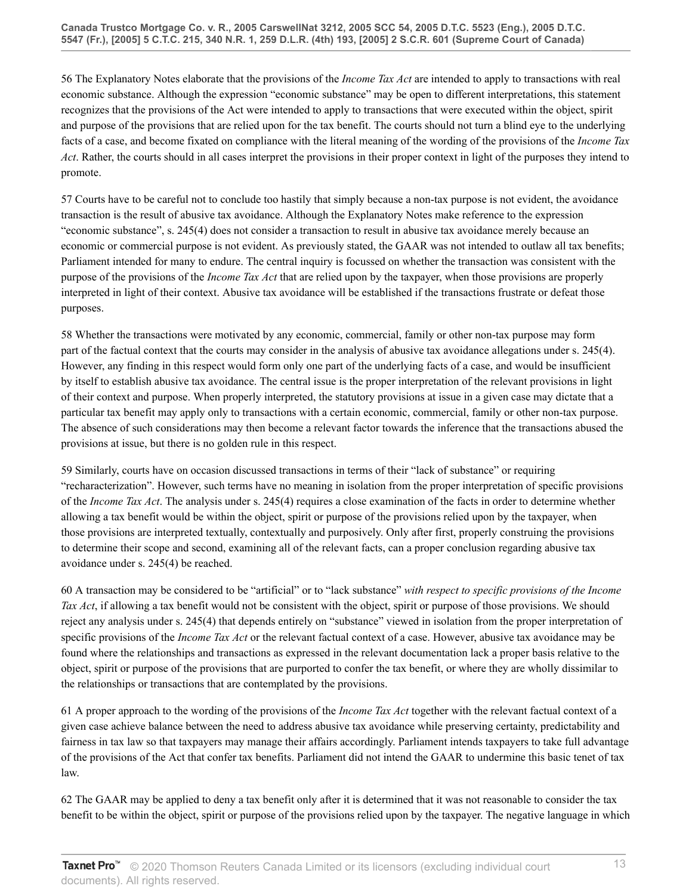56 The Explanatory Notes elaborate that the provisions of the *Income Tax Act* are intended to apply to transactions with real economic substance. Although the expression "economic substance" may be open to different interpretations, this statement recognizes that the provisions of the Act were intended to apply to transactions that were executed within the object, spirit and purpose of the provisions that are relied upon for the tax benefit. The courts should not turn a blind eye to the underlying facts of a case, and become fixated on compliance with the literal meaning of the wording of the provisions of the *Income Tax Act*. Rather, the courts should in all cases interpret the provisions in their proper context in light of the purposes they intend to promote.

57 Courts have to be careful not to conclude too hastily that simply because a non-tax purpose is not evident, the avoidance transaction is the result of abusive tax avoidance. Although the Explanatory Notes make reference to the expression "economic substance", s. 245(4) does not consider a transaction to result in abusive tax avoidance merely because an economic or commercial purpose is not evident. As previously stated, the GAAR was not intended to outlaw all tax benefits; Parliament intended for many to endure. The central inquiry is focussed on whether the transaction was consistent with the purpose of the provisions of the *Income Tax Act* that are relied upon by the taxpayer, when those provisions are properly interpreted in light of their context. Abusive tax avoidance will be established if the transactions frustrate or defeat those purposes.

58 Whether the transactions were motivated by any economic, commercial, family or other non-tax purpose may form part of the factual context that the courts may consider in the analysis of abusive tax avoidance allegations under s. 245(4). However, any finding in this respect would form only one part of the underlying facts of a case, and would be insufficient by itself to establish abusive tax avoidance. The central issue is the proper interpretation of the relevant provisions in light of their context and purpose. When properly interpreted, the statutory provisions at issue in a given case may dictate that a particular tax benefit may apply only to transactions with a certain economic, commercial, family or other non-tax purpose. The absence of such considerations may then become a relevant factor towards the inference that the transactions abused the provisions at issue, but there is no golden rule in this respect.

59 Similarly, courts have on occasion discussed transactions in terms of their "lack of substance" or requiring "recharacterization". However, such terms have no meaning in isolation from the proper interpretation of specific provisions of the *Income Tax Act*. The analysis under s. 245(4) requires a close examination of the facts in order to determine whether allowing a tax benefit would be within the object, spirit or purpose of the provisions relied upon by the taxpayer, when those provisions are interpreted textually, contextually and purposively. Only after first, properly construing the provisions to determine their scope and second, examining all of the relevant facts, can a proper conclusion regarding abusive tax avoidance under s. 245(4) be reached.

60 A transaction may be considered to be "artificial" or to "lack substance" *with respect to specific provisions of the Income Tax Act*, if allowing a tax benefit would not be consistent with the object, spirit or purpose of those provisions. We should reject any analysis under s. 245(4) that depends entirely on "substance" viewed in isolation from the proper interpretation of specific provisions of the *Income Tax Act* or the relevant factual context of a case. However, abusive tax avoidance may be found where the relationships and transactions as expressed in the relevant documentation lack a proper basis relative to the object, spirit or purpose of the provisions that are purported to confer the tax benefit, or where they are wholly dissimilar to the relationships or transactions that are contemplated by the provisions.

61 A proper approach to the wording of the provisions of the *Income Tax Act* together with the relevant factual context of a given case achieve balance between the need to address abusive tax avoidance while preserving certainty, predictability and fairness in tax law so that taxpayers may manage their affairs accordingly. Parliament intends taxpayers to take full advantage of the provisions of the Act that confer tax benefits. Parliament did not intend the GAAR to undermine this basic tenet of tax law.

62 The GAAR may be applied to deny a tax benefit only after it is determined that it was not reasonable to consider the tax benefit to be within the object, spirit or purpose of the provisions relied upon by the taxpayer. The negative language in which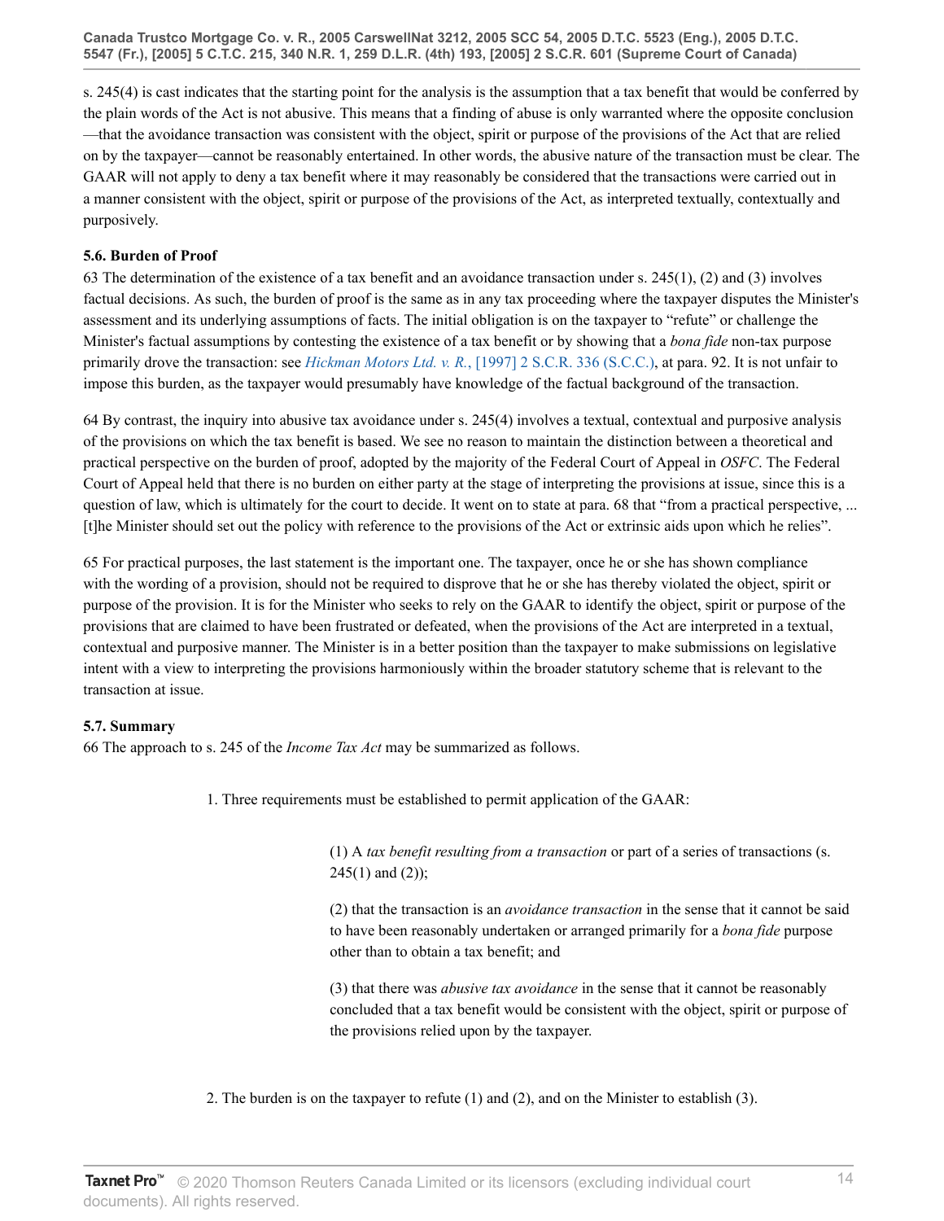s. 245(4) is cast indicates that the starting point for the analysis is the assumption that a tax benefit that would be conferred by the plain words of the Act is not abusive. This means that a finding of abuse is only warranted where the opposite conclusion —that the avoidance transaction was consistent with the object, spirit or purpose of the provisions of the Act that are relied on by the taxpayer—cannot be reasonably entertained. In other words, the abusive nature of the transaction must be clear. The GAAR will not apply to deny a tax benefit where it may reasonably be considered that the transactions were carried out in a manner consistent with the object, spirit or purpose of the provisions of the Act, as interpreted textually, contextually and purposively.

### 5.6. Burden of Proof

63 The determination of the existence of a tax benefit and an avoidance transaction under s. 245(1), (2) and (3) involves factual decisions. As such, the burden of proof is the same as in any tax proceeding where the taxpayer disputes the Minister's assessment and its underlying assumptions of facts. The initial obligation is on the taxpayer to "refute" or challenge the Minister's factual assumptions by contesting the existence of a tax benefit or by showing that a *bona fide* non-tax purpose primarily drove the transaction: see *Hickman Motors Ltd. v. R.*, [1997] 2 S.C.R. 336 (S.C.C.), at para. 92. It is not unfair to impose this burden, as the taxpayer would presumably have knowledge of the factual background of the transaction.

64 By contrast, the inquiry into abusive tax avoidance under s. 245(4) involves a textual, contextual and purposive analysis of the provisions on which the tax benefit is based. We see no reason to maintain the distinction between a theoretical and practical perspective on the burden of proof, adopted by the majority of the Federal Court of Appeal in *OSFC*. The Federal Court of Appeal held that there is no burden on either party at the stage of interpreting the provisions at issue, since this is a question of law, which is ultimately for the court to decide. It went on to state at para. 68 that "from a practical perspective, ... [t]he Minister should set out the policy with reference to the provisions of the Act or extrinsic aids upon which he relies".

65 For practical purposes, the last statement is the important one. The taxpayer, once he or she has shown compliance with the wording of a provision, should not be required to disprove that he or she has thereby violated the object, spirit or purpose of the provision. It is for the Minister who seeks to rely on the GAAR to identify the object, spirit or purpose of the provisions that are claimed to have been frustrated or defeated, when the provisions of the Act are interpreted in a textual, contextual and purposive manner. The Minister is in a better position than the taxpayer to make submissions on legislative intent with a view to interpreting the provisions harmoniously within the broader statutory scheme that is relevant to the transaction at issue.

### 5.7. Summary

66 The approach to s. 245 of the *Income Tax Act* may be summarized as follows.

1. Three requirements must be established to permit application of the GAAR:

   (1) A *tax benefit resulting from a transaction* or part of a series of transactions (s. 245(1) and (2));

   (2) that the transaction is an *avoidance transaction* in the sense that it cannot be said to have been reasonably undertaken or arranged primarily for a *bona fide* purpose other than to obtain a tax benefit; and

   (3) that there was *abusive tax avoidance* in the sense that it cannot be reasonably concluded that a tax benefit would be consistent with the object, spirit or purpose of the provisions relied upon by the taxpayer.

2. The burden is on the taxpayer to refute (1) and (2), and on the Minister to establish (3).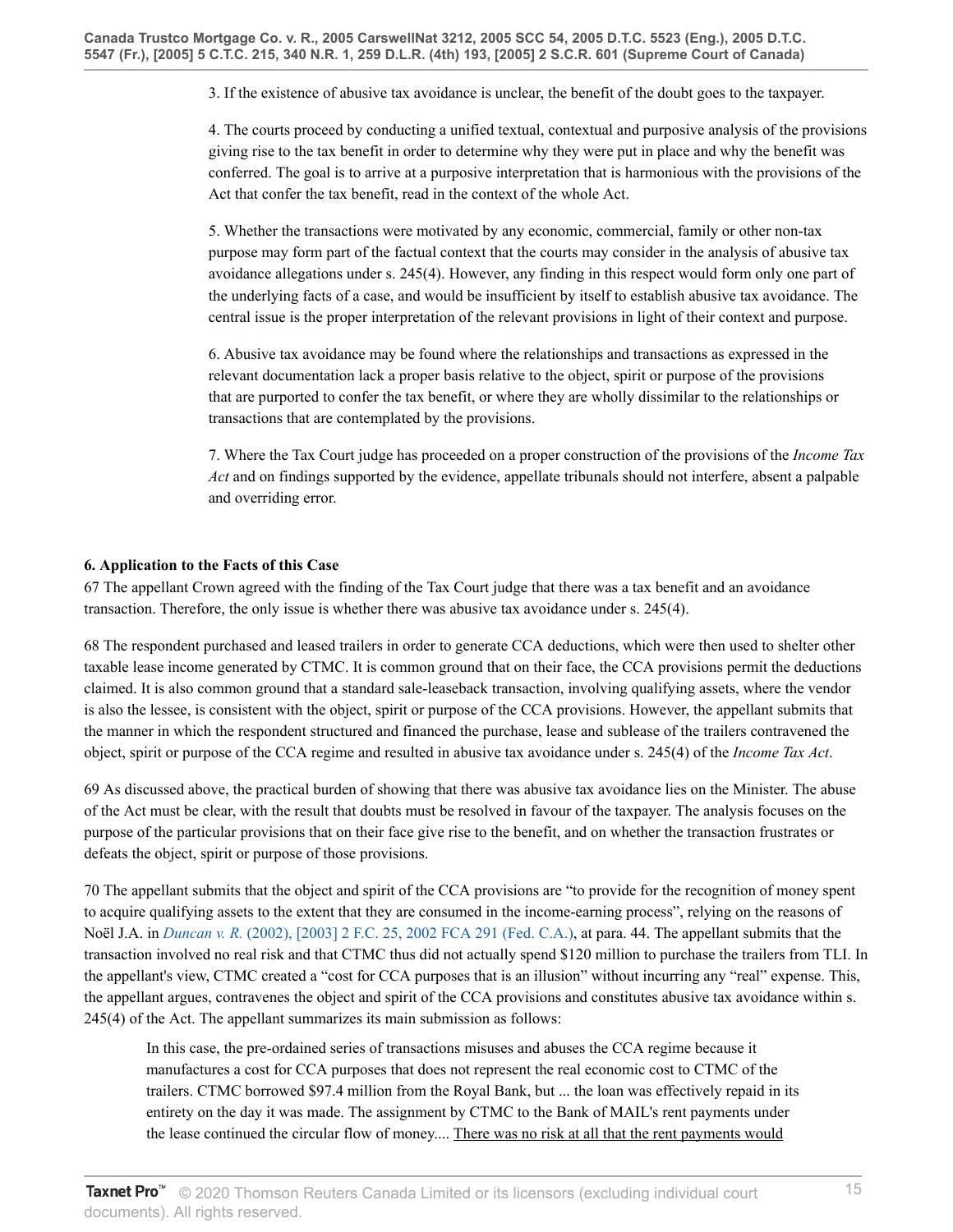3. If the existence of abusive tax avoidance is unclear, the benefit of the doubt goes to the taxpayer.

4. The courts proceed by conducting a unified textual, contextual and purposive analysis of the provisions giving rise to the tax benefit in order to determine why they were put in place and why the benefit was conferred. The goal is to arrive at a purposive interpretation that is harmonious with the provisions of the Act that confer the tax benefit, read in the context of the whole Act.

5. Whether the transactions were motivated by any economic, commercial, family or other non-tax purpose may form part of the factual context that the courts may consider in the analysis of abusive tax avoidance allegations under s. 245(4). However, any finding in this respect would form only one part of the underlying facts of a case, and would be insufficient by itself to establish abusive tax avoidance. The central issue is the proper interpretation of the relevant provisions in light of their context and purpose.

6. Abusive tax avoidance may be found where the relationships and transactions as expressed in the relevant documentation lack a proper basis relative to the object, spirit or purpose of the provisions that are purported to confer the tax benefit, or where they are wholly dissimilar to the relationships or transactions that are contemplated by the provisions.

7. Where the Tax Court judge has proceeded on a proper construction of the provisions of the *Income Tax Act* and on findings supported by the evidence, appellate tribunals should not interfere, absent a palpable and overriding error.

**6. Application to the Facts of this Case**

67 The appellant Crown agreed with the finding of the Tax Court judge that there was a tax benefit and an avoidance transaction. Therefore, the only issue is whether there was abusive tax avoidance under s. 245(4).

68 The respondent purchased and leased trailers in order to generate CCA deductions, which were then used to shelter other taxable lease income generated by CTMC. It is common ground that on their face, the CCA provisions permit the deductions claimed. It is also common ground that a standard sale-leaseback transaction, involving qualifying assets, where the vendor is also the lessee, is consistent with the object, spirit or purpose of the CCA provisions. However, the appellant submits that the manner in which the respondent structured and financed the purchase, lease and sublease of the trailers contravened the object, spirit or purpose of the CCA regime and resulted in abusive tax avoidance under s. 245(4) of the *Income Tax Act*.

69 As discussed above, the practical burden of showing that there was abusive tax avoidance lies on the Minister. The abuse of the Act must be clear, with the result that doubts must be resolved in favour of the taxpayer. The analysis focuses on the purpose of the particular provisions that on their face give rise to the benefit, and on whether the transaction frustrates or defeats the object, spirit or purpose of those provisions.

70 The appellant submits that the object and spirit of the CCA provisions are "to provide for the recognition of money spent to acquire qualifying assets to the extent that they are consumed in the income-earning process", relying on the reasons of Noël J.A. in *Duncan v. R.* (2002), [2003] 2 F.C. 25, 2002 FCA 291 (Fed. C.A.), at para. 44. The appellant submits that the transaction involved no real risk and that CTMC thus did not actually spend $120 million to purchase the trailers from TLI. In the appellant's view, CTMC created a "cost for CCA purposes that is an illusion" without incurring any "real" expense. This, the appellant argues, contravenes the object and spirit of the CCA provisions and constitutes abusive tax avoidance within s. 245(4) of the Act. The appellant summarizes its main submission as follows:

> In this case, the pre-ordained series of transactions misuses and abuses the CCA regime because it manufactures a cost for CCA purposes that does not represent the real economic cost to CTMC of the trailers. CTMC borrowed $97.4 million from the Royal Bank, but ... the loan was effectively repaid in its entirety on the day it was made. The assignment by CTMC to the Bank of MAIL's rent payments under the lease continued the circular flow of money.... <u>There was no risk at all that the rent payments would</u>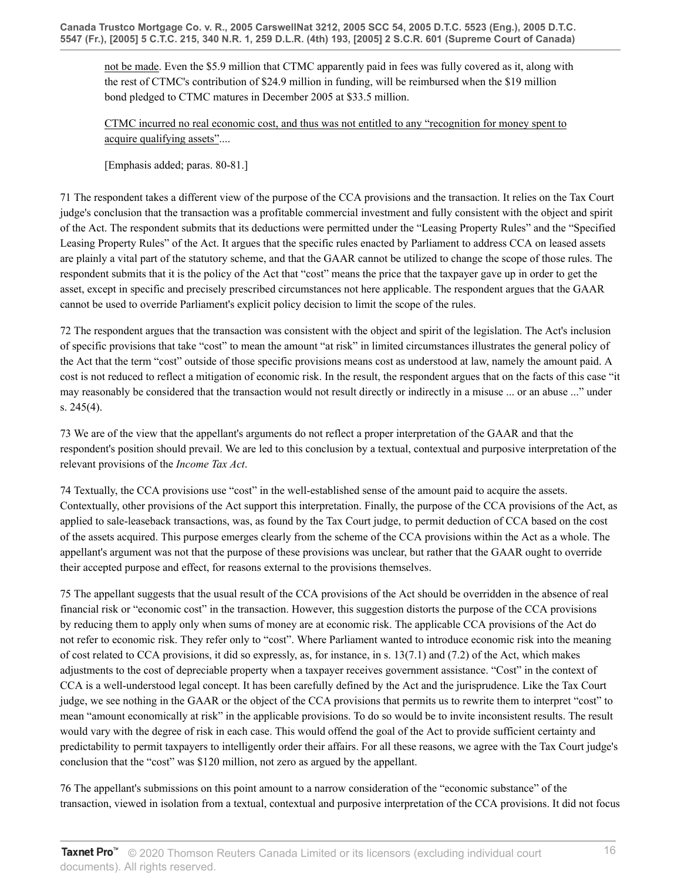> not be made. Even the $5.9 million that CTMC apparently paid in fees was fully covered as it, along with the rest of CTMC's contribution of $24.9 million in funding, will be reimbursed when the $19 million bond pledged to CTMC matures in December 2005 at $33.5 million.
>
> CTMC incurred no real economic cost, and thus was not entitled to any "recognition for money spent to acquire qualifying assets"....
>
> [Emphasis added; paras. 80-81.]

71 The respondent takes a different view of the purpose of the CCA provisions and the transaction. It relies on the Tax Court judge's conclusion that the transaction was a profitable commercial investment and fully consistent with the object and spirit of the Act. The respondent submits that its deductions were permitted under the "Leasing Property Rules" and the "Specified Leasing Property Rules" of the Act. It argues that the specific rules enacted by Parliament to address CCA on leased assets are plainly a vital part of the statutory scheme, and that the GAAR cannot be utilized to change the scope of those rules. The respondent submits that it is the policy of the Act that "cost" means the price that the taxpayer gave up in order to get the asset, except in specific and precisely prescribed circumstances not here applicable. The respondent argues that the GAAR cannot be used to override Parliament's explicit policy decision to limit the scope of the rules.

72 The respondent argues that the transaction was consistent with the object and spirit of the legislation. The Act's inclusion of specific provisions that take "cost" to mean the amount "at risk" in limited circumstances illustrates the general policy of the Act that the term "cost" outside of those specific provisions means cost as understood at law, namely the amount paid. A cost is not reduced to reflect a mitigation of economic risk. In the result, the respondent argues that on the facts of this case "it may reasonably be considered that the transaction would not result directly or indirectly in a misuse ... or an abuse ..." under s. 245(4).

73 We are of the view that the appellant's arguments do not reflect a proper interpretation of the GAAR and that the respondent's position should prevail. We are led to this conclusion by a textual, contextual and purposive interpretation of the relevant provisions of the *Income Tax Act*.

74 Textually, the CCA provisions use "cost" in the well-established sense of the amount paid to acquire the assets. Contextually, other provisions of the Act support this interpretation. Finally, the purpose of the CCA provisions of the Act, as applied to sale-leaseback transactions, was, as found by the Tax Court judge, to permit deduction of CCA based on the cost of the assets acquired. This purpose emerges clearly from the scheme of the CCA provisions within the Act as a whole. The appellant's argument was not that the purpose of these provisions was unclear, but rather that the GAAR ought to override their accepted purpose and effect, for reasons external to the provisions themselves.

75 The appellant suggests that the usual result of the CCA provisions of the Act should be overridden in the absence of real financial risk or "economic cost" in the transaction. However, this suggestion distorts the purpose of the CCA provisions by reducing them to apply only when sums of money are at economic risk. The applicable CCA provisions of the Act do not refer to economic risk. They refer only to "cost". Where Parliament wanted to introduce economic risk into the meaning of cost related to CCA provisions, it did so expressly, as, for instance, in s. 13(7.1) and (7.2) of the Act, which makes adjustments to the cost of depreciable property when a taxpayer receives government assistance. "Cost" in the context of CCA is a well-understood legal concept. It has been carefully defined by the Act and the jurisprudence. Like the Tax Court judge, we see nothing in the GAAR or the object of the CCA provisions that permits us to rewrite them to interpret "cost" to mean "amount economically at risk" in the applicable provisions. To do so would be to invite inconsistent results. The result would vary with the degree of risk in each case. This would offend the goal of the Act to provide sufficient certainty and predictability to permit taxpayers to intelligently order their affairs. For all these reasons, we agree with the Tax Court judge's conclusion that the "cost" was $120 million, not zero as argued by the appellant.

76 The appellant's submissions on this point amount to a narrow consideration of the "economic substance" of the transaction, viewed in isolation from a textual, contextual and purposive interpretation of the CCA provisions. It did not focus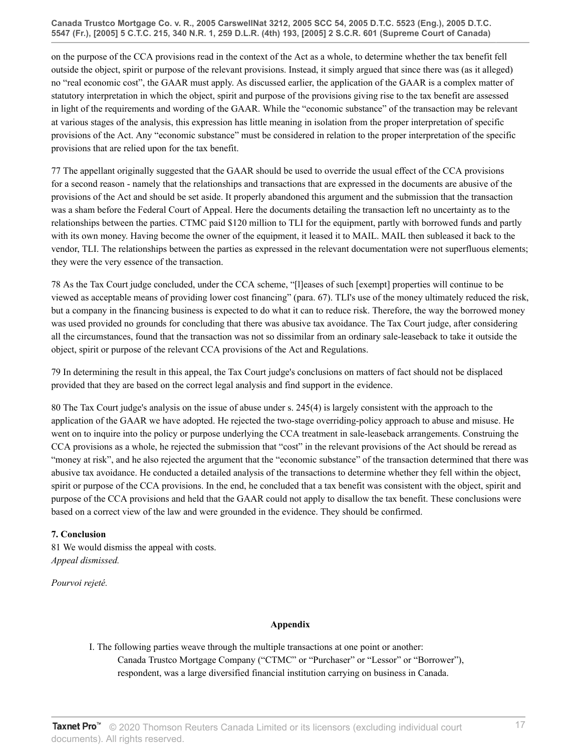on the purpose of the CCA provisions read in the context of the Act as a whole, to determine whether the tax benefit fell outside the object, spirit or purpose of the relevant provisions. Instead, it simply argued that since there was (as it alleged) no "real economic cost", the GAAR must apply. As discussed earlier, the application of the GAAR is a complex matter of statutory interpretation in which the object, spirit and purpose of the provisions giving rise to the tax benefit are assessed in light of the requirements and wording of the GAAR. While the "economic substance" of the transaction may be relevant at various stages of the analysis, this expression has little meaning in isolation from the proper interpretation of specific provisions of the Act. Any "economic substance" must be considered in relation to the proper interpretation of the specific provisions that are relied upon for the tax benefit.

77 The appellant originally suggested that the GAAR should be used to override the usual effect of the CCA provisions for a second reason - namely that the relationships and transactions that are expressed in the documents are abusive of the provisions of the Act and should be set aside. It properly abandoned this argument and the submission that the transaction was a sham before the Federal Court of Appeal. Here the documents detailing the transaction left no uncertainty as to the relationships between the parties. CTMC paid $120 million to TLI for the equipment, partly with borrowed funds and partly with its own money. Having become the owner of the equipment, it leased it to MAIL. MAIL then subleased it back to the vendor, TLI. The relationships between the parties as expressed in the relevant documentation were not superfluous elements; they were the very essence of the transaction.

78 As the Tax Court judge concluded, under the CCA scheme, "[l]eases of such [exempt] properties will continue to be viewed as acceptable means of providing lower cost financing" (para. 67). TLI's use of the money ultimately reduced the risk, but a company in the financing business is expected to do what it can to reduce risk. Therefore, the way the borrowed money was used provided no grounds for concluding that there was abusive tax avoidance. The Tax Court judge, after considering all the circumstances, found that the transaction was not so dissimilar from an ordinary sale-leaseback to take it outside the object, spirit or purpose of the relevant CCA provisions of the Act and Regulations.

79 In determining the result in this appeal, the Tax Court judge's conclusions on matters of fact should not be displaced provided that they are based on the correct legal analysis and find support in the evidence.

80 The Tax Court judge's analysis on the issue of abuse under s. 245(4) is largely consistent with the approach to the application of the GAAR we have adopted. He rejected the two-stage overriding-policy approach to abuse and misuse. He went on to inquire into the policy or purpose underlying the CCA treatment in sale-leaseback arrangements. Construing the CCA provisions as a whole, he rejected the submission that "cost" in the relevant provisions of the Act should be reread as "money at risk", and he also rejected the argument that the "economic substance" of the transaction determined that there was abusive tax avoidance. He conducted a detailed analysis of the transactions to determine whether they fell within the object, spirit or purpose of the CCA provisions. In the end, he concluded that a tax benefit was consistent with the object, spirit and purpose of the CCA provisions and held that the GAAR could not apply to disallow the tax benefit. These conclusions were based on a correct view of the law and were grounded in the evidence. They should be confirmed.

**7. Conclusion**

81 We would dismiss the appeal with costs.

*Appeal dismissed.*

*Pourvoi rejeté.*

**Appendix**

I. The following parties weave through the multiple transactions at one point or another:

Canada Trustco Mortgage Company ("CTMC" or "Purchaser" or "Lessor" or "Borrower"), respondent, was a large diversified financial institution carrying on business in Canada.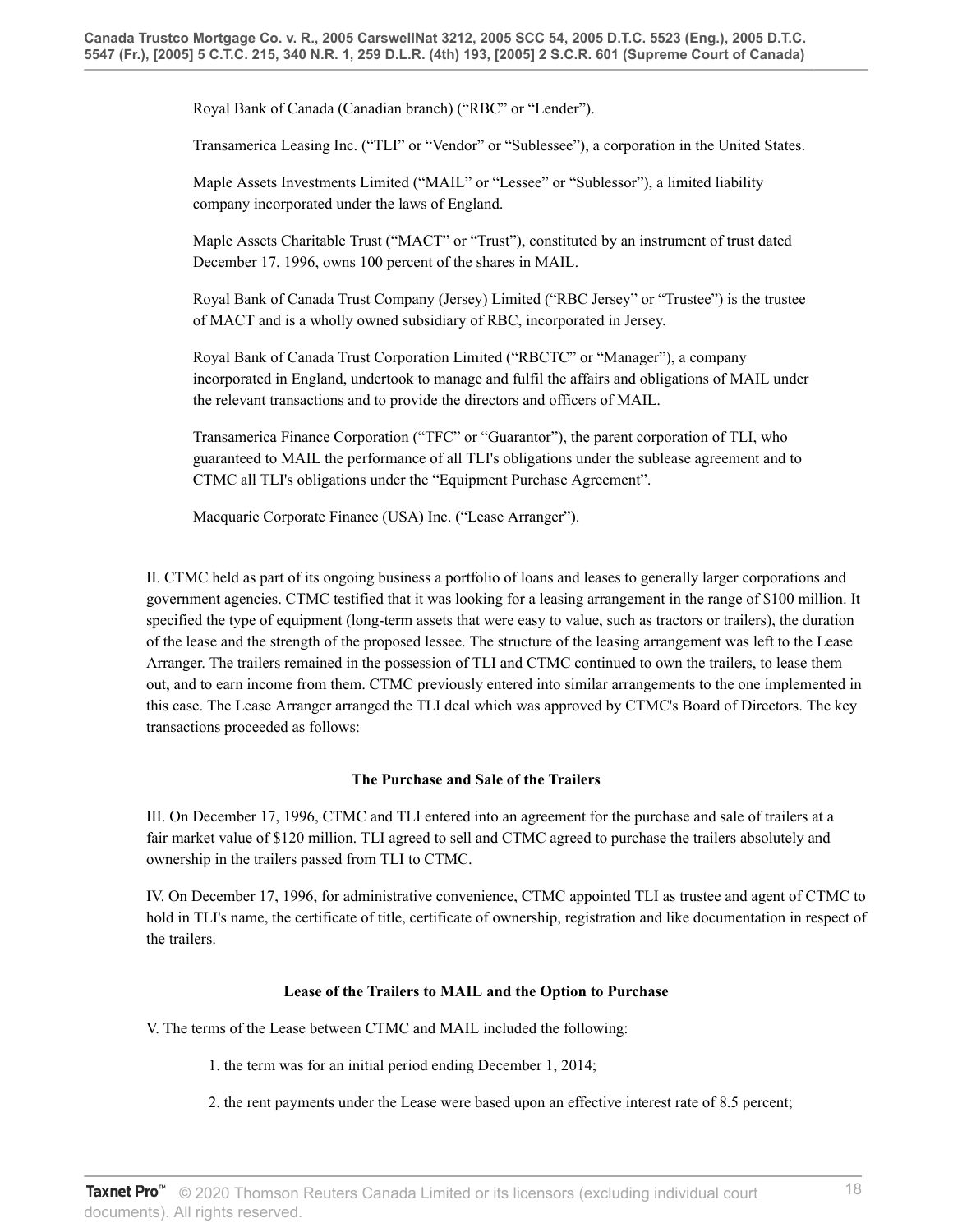Royal Bank of Canada (Canadian branch) ("RBC" or "Lender").

Transamerica Leasing Inc. ("TLI" or "Vendor" or "Sublessee"), a corporation in the United States.

Maple Assets Investments Limited ("MAIL" or "Lessee" or "Sublessor"), a limited liability company incorporated under the laws of England.

Maple Assets Charitable Trust ("MACT" or "Trust"), constituted by an instrument of trust dated December 17, 1996, owns 100 percent of the shares in MAIL.

Royal Bank of Canada Trust Company (Jersey) Limited ("RBC Jersey" or "Trustee") is the trustee of MACT and is a wholly owned subsidiary of RBC, incorporated in Jersey.

Royal Bank of Canada Trust Corporation Limited ("RBCTC" or "Manager"), a company incorporated in England, undertook to manage and fulfil the affairs and obligations of MAIL under the relevant transactions and to provide the directors and officers of MAIL.

Transamerica Finance Corporation ("TFC" or "Guarantor"), the parent corporation of TLI, who guaranteed to MAIL the performance of all TLI's obligations under the sublease agreement and to CTMC all TLI's obligations under the "Equipment Purchase Agreement".

Macquarie Corporate Finance (USA) Inc. ("Lease Arranger").

II. CTMC held as part of its ongoing business a portfolio of loans and leases to generally larger corporations and government agencies. CTMC testified that it was looking for a leasing arrangement in the range of $100 million. It specified the type of equipment (long-term assets that were easy to value, such as tractors or trailers), the duration of the lease and the strength of the proposed lessee. The structure of the leasing arrangement was left to the Lease Arranger. The trailers remained in the possession of TLI and CTMC continued to own the trailers, to lease them out, and to earn income from them. CTMC previously entered into similar arrangements to the one implemented in this case. The Lease Arranger arranged the TLI deal which was approved by CTMC's Board of Directors. The key transactions proceeded as follows:

**The Purchase and Sale of the Trailers**

III. On December 17, 1996, CTMC and TLI entered into an agreement for the purchase and sale of trailers at a fair market value of $120 million. TLI agreed to sell and CTMC agreed to purchase the trailers absolutely and ownership in the trailers passed from TLI to CTMC.

IV. On December 17, 1996, for administrative convenience, CTMC appointed TLI as trustee and agent of CTMC to hold in TLI's name, the certificate of title, certificate of ownership, registration and like documentation in respect of the trailers.

**Lease of the Trailers to MAIL and the Option to Purchase**

V. The terms of the Lease between CTMC and MAIL included the following:

1. the term was for an initial period ending December 1, 2014;

2. the rent payments under the Lease were based upon an effective interest rate of 8.5 percent;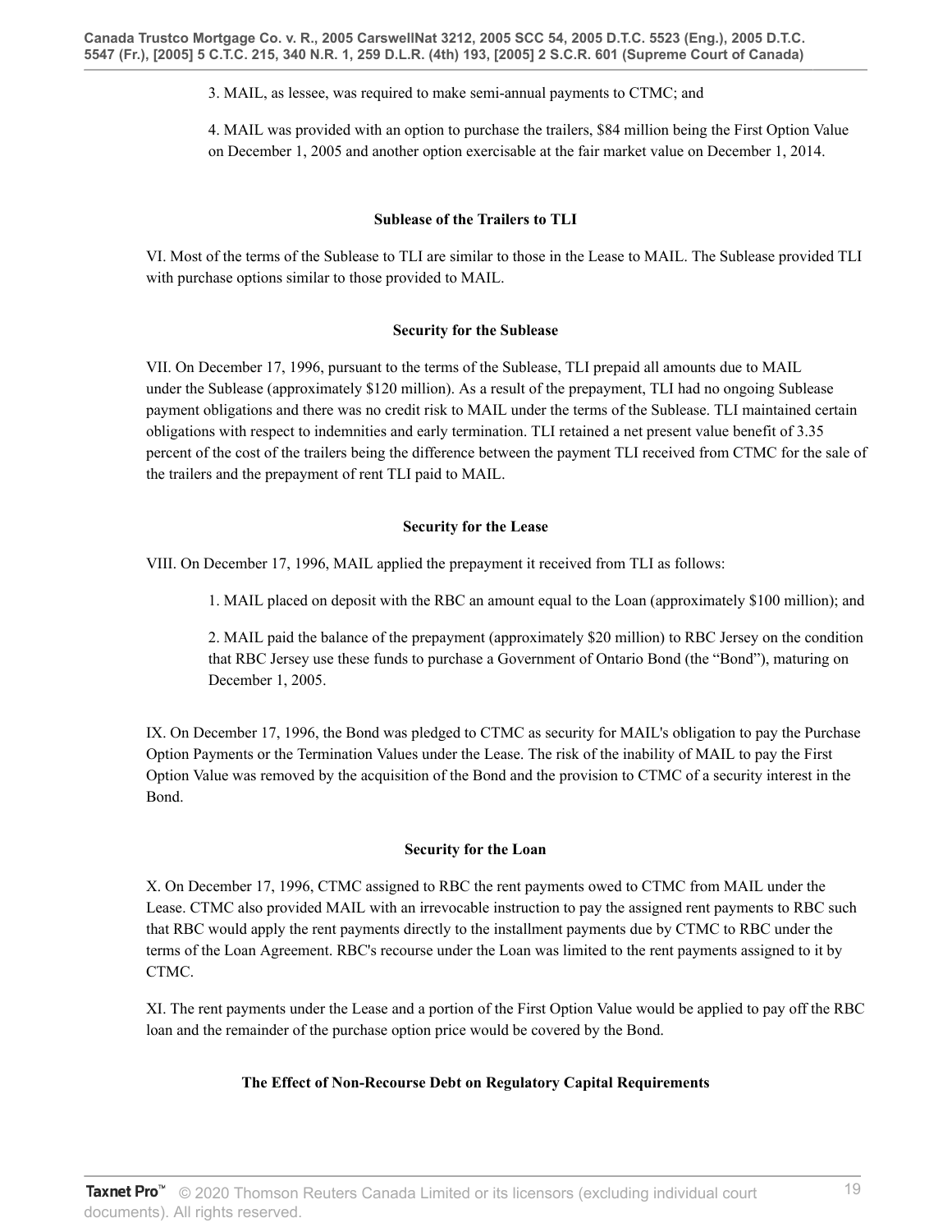3. MAIL, as lessee, was required to make semi-annual payments to CTMC; and

4. MAIL was provided with an option to purchase the trailers, $84 million being the First Option Value on December 1, 2005 and another option exercisable at the fair market value on December 1, 2014.

#### Sublease of the Trailers to TLI

VI. Most of the terms of the Sublease to TLI are similar to those in the Lease to MAIL. The Sublease provided TLI with purchase options similar to those provided to MAIL.

#### Security for the Sublease

VII. On December 17, 1996, pursuant to the terms of the Sublease, TLI prepaid all amounts due to MAIL under the Sublease (approximately $120 million). As a result of the prepayment, TLI had no ongoing Sublease payment obligations and there was no credit risk to MAIL under the terms of the Sublease. TLI maintained certain obligations with respect to indemnities and early termination. TLI retained a net present value benefit of 3.35 percent of the cost of the trailers being the difference between the payment TLI received from CTMC for the sale of the trailers and the prepayment of rent TLI paid to MAIL.

#### Security for the Lease

VIII. On December 17, 1996, MAIL applied the prepayment it received from TLI as follows:

1. MAIL placed on deposit with the RBC an amount equal to the Loan (approximately $100 million); and

2. MAIL paid the balance of the prepayment (approximately $20 million) to RBC Jersey on the condition that RBC Jersey use these funds to purchase a Government of Ontario Bond (the "Bond"), maturing on December 1, 2005.

IX. On December 17, 1996, the Bond was pledged to CTMC as security for MAIL's obligation to pay the Purchase Option Payments or the Termination Values under the Lease. The risk of the inability of MAIL to pay the First Option Value was removed by the acquisition of the Bond and the provision to CTMC of a security interest in the Bond.

#### Security for the Loan

X. On December 17, 1996, CTMC assigned to RBC the rent payments owed to CTMC from MAIL under the Lease. CTMC also provided MAIL with an irrevocable instruction to pay the assigned rent payments to RBC such that RBC would apply the rent payments directly to the installment payments due by CTMC to RBC under the terms of the Loan Agreement. RBC's recourse under the Loan was limited to the rent payments assigned to it by CTMC.

XI. The rent payments under the Lease and a portion of the First Option Value would be applied to pay off the RBC loan and the remainder of the purchase option price would be covered by the Bond.

#### The Effect of Non-Recourse Debt on Regulatory Capital Requirements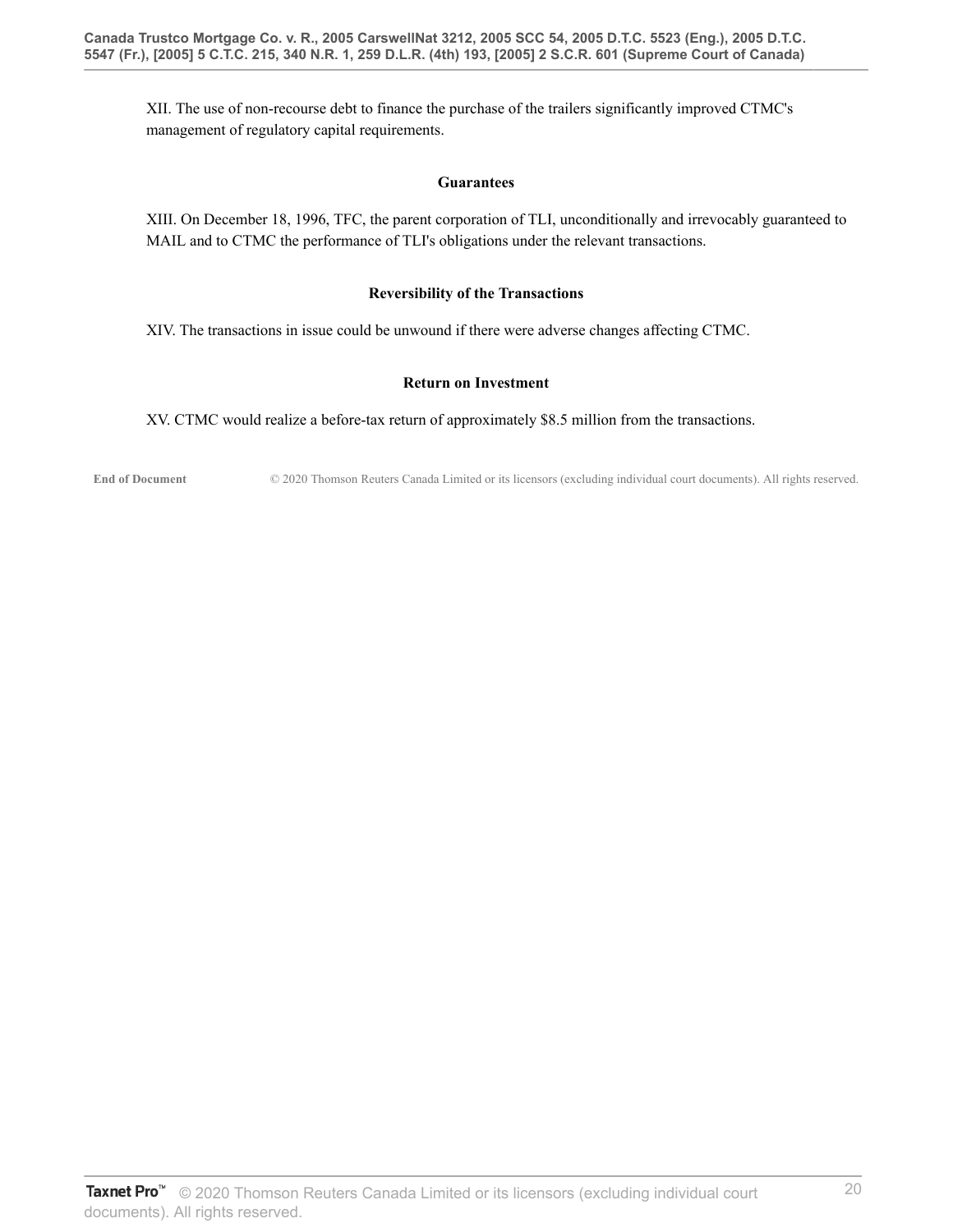XII. The use of non-recourse debt to finance the purchase of the trailers significantly improved CTMC's management of regulatory capital requirements.

#### Guarantees

XIII. On December 18, 1996, TFC, the parent corporation of TLI, unconditionally and irrevocably guaranteed to MAIL and to CTMC the performance of TLI's obligations under the relevant transactions.

#### Reversibility of the Transactions

XIV. The transactions in issue could be unwound if there were adverse changes affecting CTMC.

#### Return on Investment

XV. CTMC would realize a before-tax return of approximately $8.5 million from the transactions.

**End of Document** © 2020 Thomson Reuters Canada Limited or its licensors (excluding individual court documents). All rights reserved.